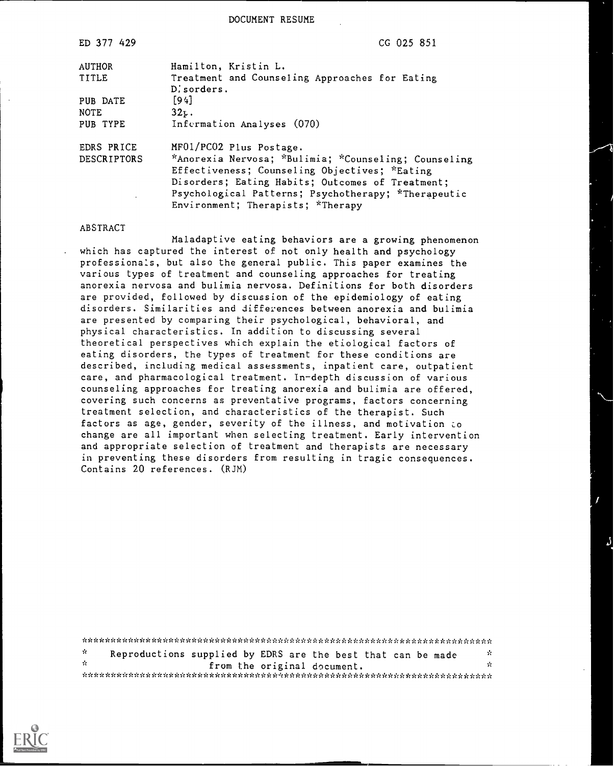# DOCUMENT RESUME

| | |
|---|---|
| ED 377 429 | CG 025 851 |
| AUTHOR | Hamilton, Kristin L. |
| TITLE | Treatment and Counseling Approaches for Eating Disorders. |
| PUB DATE | [94] |
| NOTE | 32p. |
| PUB TYPE | Information Analyses (070) |
| EDRS PRICE | MF01/PC02 Plus Postage. |
| DESCRIPTORS | *Anorexia Nervosa; *Bulimia; *Counseling; Counseling Effectiveness; Counseling Objectives; *Eating Disorders; Eating Habits; Outcomes of Treatment; Psychological Patterns; Psychotherapy; *Therapeutic Environment; Therapists; *Therapy |

## ABSTRACT

Maladaptive eating behaviors are a growing phenomenon which has captured the interest of not only health and psychology professionals, but also the general public. This paper examines the various types of treatment and counseling approaches for treating anorexia nervosa and bulimia nervosa. Definitions for both disorders are provided, followed by discussion of the epidemiology of eating disorders. Similarities and differences between anorexia and bulimia are presented by comparing their psychological, behavioral, and physical characteristics. In addition to discussing several theoretical perspectives which explain the etiological factors of eating disorders, the types of treatment for these conditions are described, including medical assessments, inpatient care, outpatient care, and pharmacological treatment. In-depth discussion of various counseling approaches for treating anorexia and bulimia are offered, covering such concerns as preventative programs, factors concerning treatment selection, and characteristics of the therapist. Such factors as age, gender, severity of the illness, and motivation to change are all important when selecting treatment. Early intervention and appropriate selection of treatment and therapists are necessary in preventing these disorders from resulting in tragic consequences. Contains 20 references. (RJM)

***********************************************************************

* Reproductions supplied by EDRS are the best that can be made from the original document. *

***********************************************************************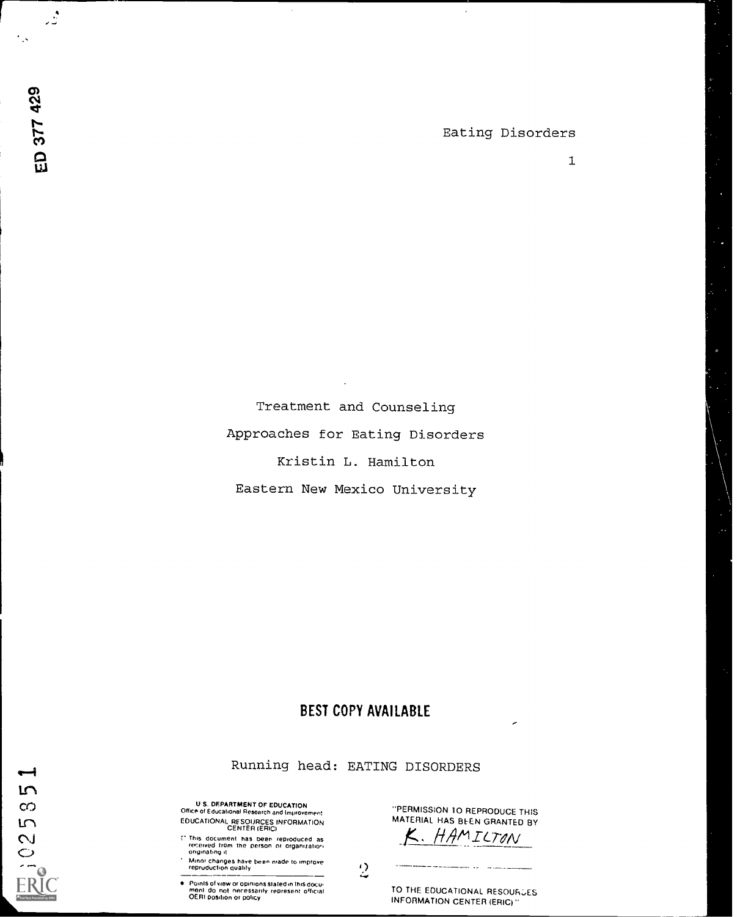Treatment and Counseling

Approaches for Eating Disorders

Kristin L. Hamilton

Eastern New Mexico University

BEST COPY AVAILABLE

Running head: EATING DISORDERS

U.S. DEPARTMENT OF EDUCATION
Office of Educational Research and Improvement
EDUCATIONAL RESOURCES INFORMATION CENTER (ERIC)

This document has been reproduced as received from the person or organization originating it.

Minor changes have been made to improve reproduction quality.

Points of view or opinions stated in this document do not necessarily represent official OERI position or policy.

"PERMISSION TO REPRODUCE THIS MATERIAL HAS BEEN GRANTED BY

K. HAMILTON

TO THE EDUCATIONAL RESOURCES INFORMATION CENTER (ERIC)."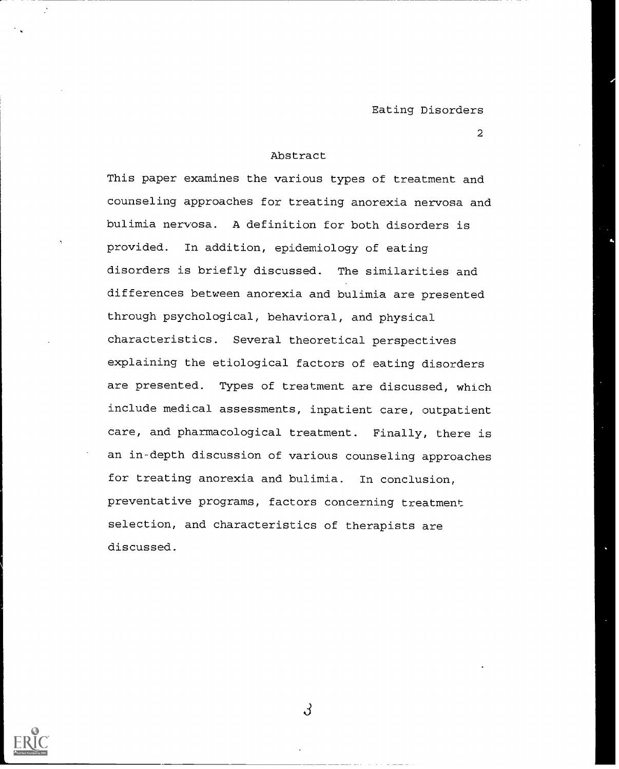## Abstract

This paper examines the various types of treatment and counseling approaches for treating anorexia nervosa and bulimia nervosa. A definition for both disorders is provided. In addition, epidemiology of eating disorders is briefly discussed. The similarities and differences between anorexia and bulimia are presented through psychological, behavioral, and physical characteristics. Several theoretical perspectives explaining the etiological factors of eating disorders are presented. Types of treatment are discussed, which include medical assessments, inpatient care, outpatient care, and pharmacological treatment. Finally, there is an in-depth discussion of various counseling approaches for treating anorexia and bulimia. In conclusion, preventative programs, factors concerning treatment selection, and characteristics of therapists are discussed.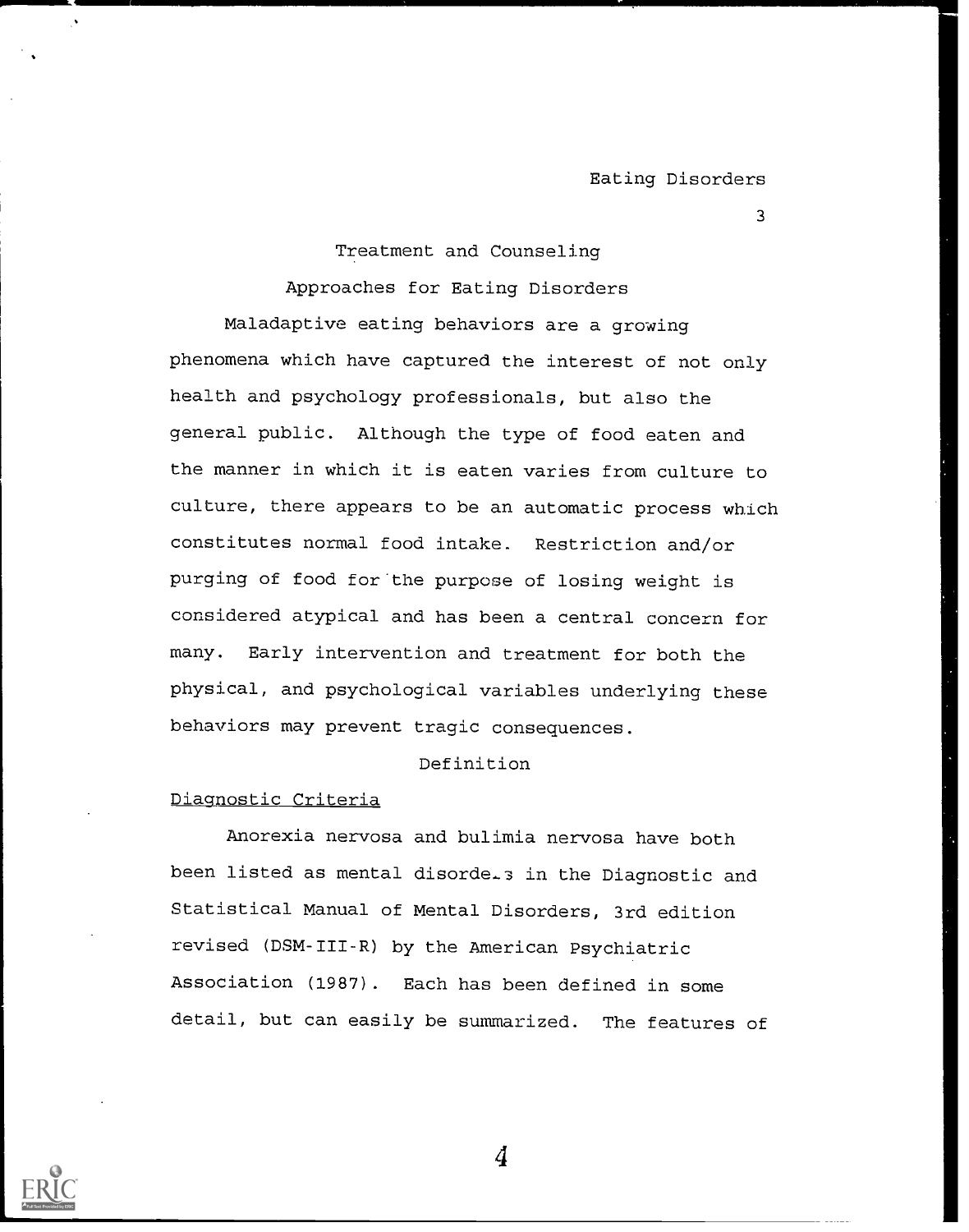# Treatment and Counseling Approaches for Eating Disorders

Maladaptive eating behaviors are a growing phenomena which have captured the interest of not only health and psychology professionals, but also the general public. Although the type of food eaten and the manner in which it is eaten varies from culture to culture, there appears to be an automatic process which constitutes normal food intake. Restriction and/or purging of food for the purpose of losing weight is considered atypical and has been a central concern for many. Early intervention and treatment for both the physical, and psychological variables underlying these behaviors may prevent tragic consequences.

## Definition

### Diagnostic Criteria

Anorexia nervosa and bulimia nervosa have both been listed as mental disorders in the Diagnostic and Statistical Manual of Mental Disorders, 3rd edition revised (DSM-III-R) by the American Psychiatric Association (1987). Each has been defined in some detail, but can easily be summarized. The features of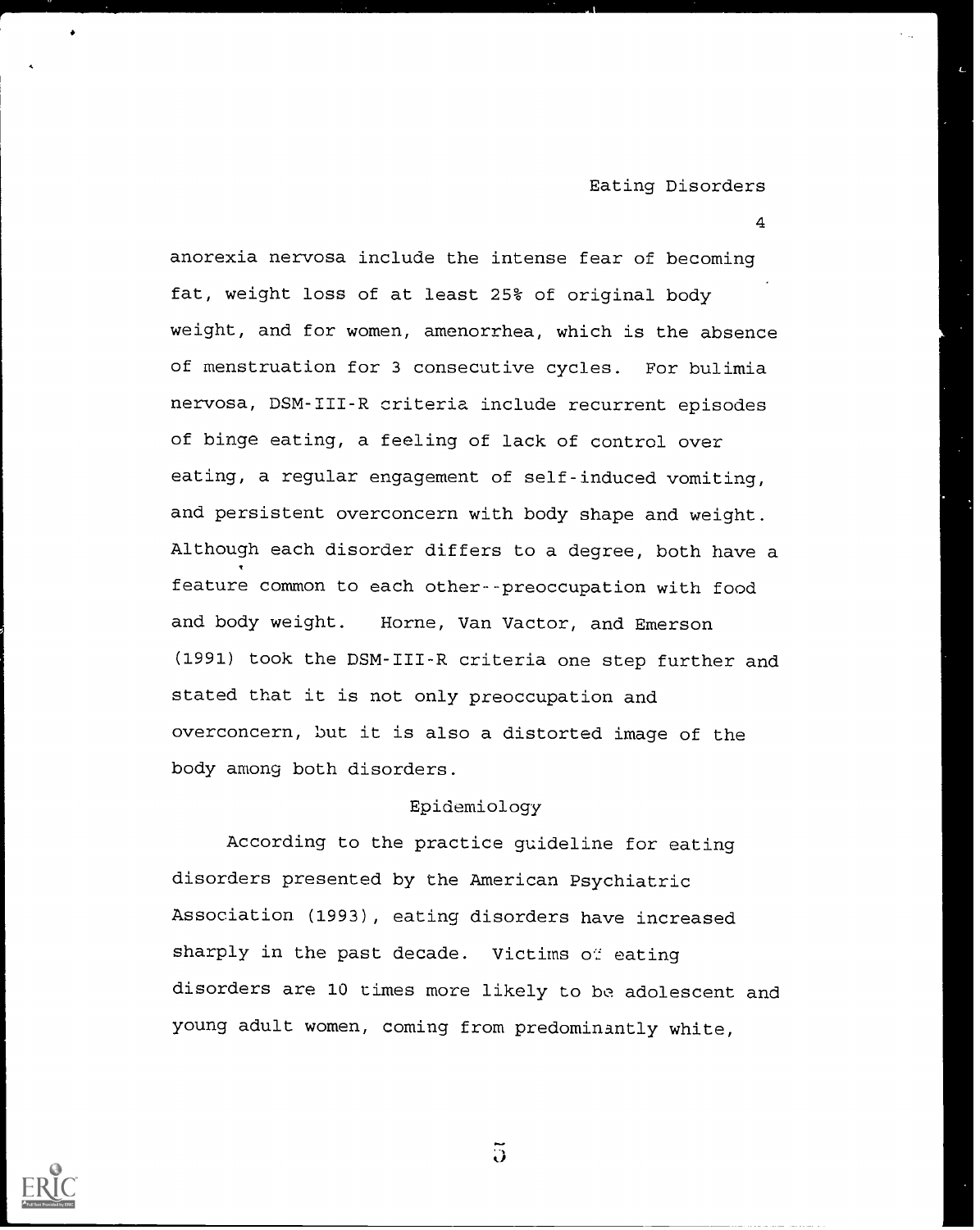anorexia nervosa include the intense fear of becoming fat, weight loss of at least 25% of original body weight, and for women, amenorrhea, which is the absence of menstruation for 3 consecutive cycles. For bulimia nervosa, DSM-III-R criteria include recurrent episodes of binge eating, a feeling of lack of control over eating, a regular engagement of self-induced vomiting, and persistent overconcern with body shape and weight. Although each disorder differs to a degree, both have a feature common to each other--preoccupation with food and body weight. Horne, Van Vactor, and Emerson (1991) took the DSM-III-R criteria one step further and stated that it is not only preoccupation and overconcern, but it is also a distorted image of the body among both disorders.

## Epidemiology

According to the practice guideline for eating disorders presented by the American Psychiatric Association (1993), eating disorders have increased sharply in the past decade. Victims of eating disorders are 10 times more likely to be adolescent and young adult women, coming from predominantly white,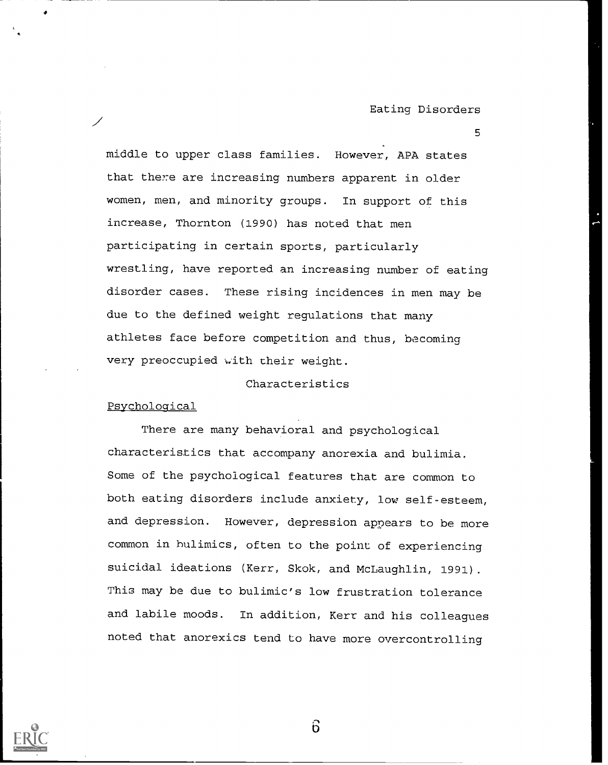middle to upper class families. However, APA states that there are increasing numbers apparent in older women, men, and minority groups. In support of this increase, Thornton (1990) has noted that men participating in certain sports, particularly wrestling, have reported an increasing number of eating disorder cases. These rising incidences in men may be due to the defined weight regulations that many athletes face before competition and thus, becoming very preoccupied with their weight.

## Characteristics

### Psychological

There are many behavioral and psychological characteristics that accompany anorexia and bulimia. Some of the psychological features that are common to both eating disorders include anxiety, low self-esteem, and depression. However, depression appears to be more common in bulimics, often to the point of experiencing suicidal ideations (Kerr, Skok, and McLaughlin, 1991). This may be due to bulimic's low frustration tolerance and labile moods. In addition, Kerr and his colleagues noted that anorexics tend to have more overcontrolling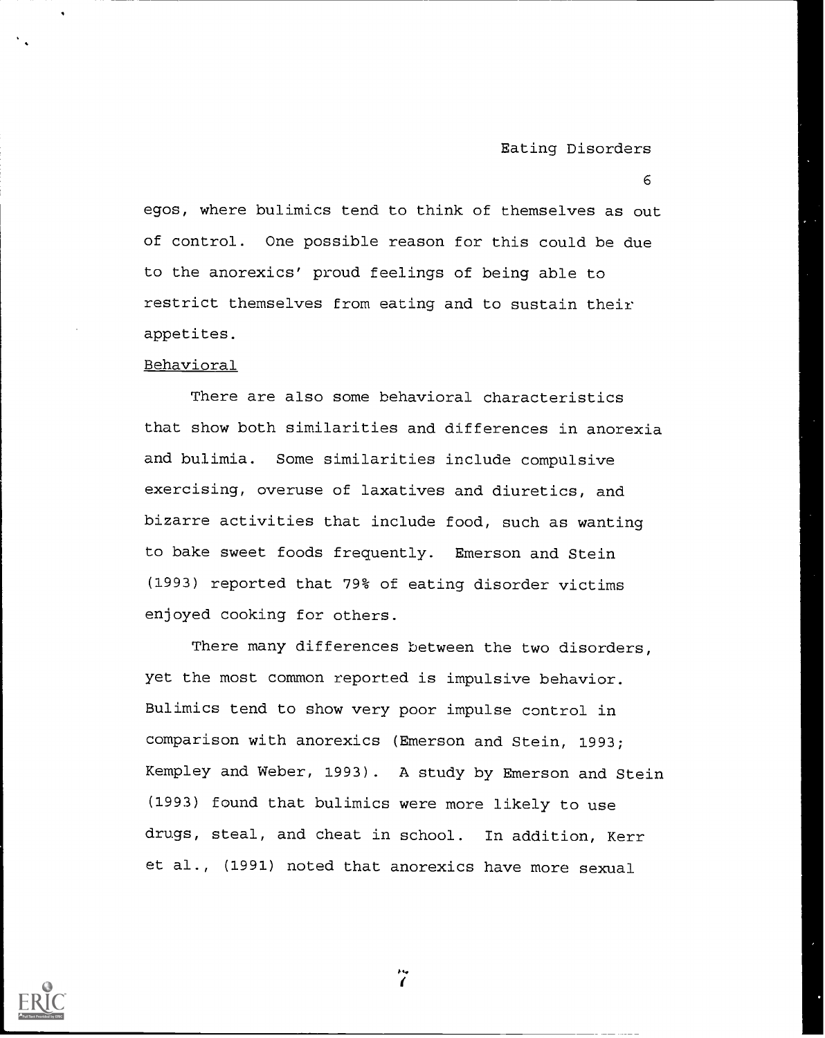egos, where bulimics tend to think of themselves as out of control. One possible reason for this could be due to the anorexics' proud feelings of being able to restrict themselves from eating and to sustain their appetites.

Behavioral

There are also some behavioral characteristics that show both similarities and differences in anorexia and bulimia. Some similarities include compulsive exercising, overuse of laxatives and diuretics, and bizarre activities that include food, such as wanting to bake sweet foods frequently. Emerson and Stein (1993) reported that 79% of eating disorder victims enjoyed cooking for others.

There many differences between the two disorders, yet the most common reported is impulsive behavior. Bulimics tend to show very poor impulse control in comparison with anorexics (Emerson and Stein, 1993; Kempley and Weber, 1993). A study by Emerson and Stein (1993) found that bulimics were more likely to use drugs, steal, and cheat in school. In addition, Kerr et al., (1991) noted that anorexics have more sexual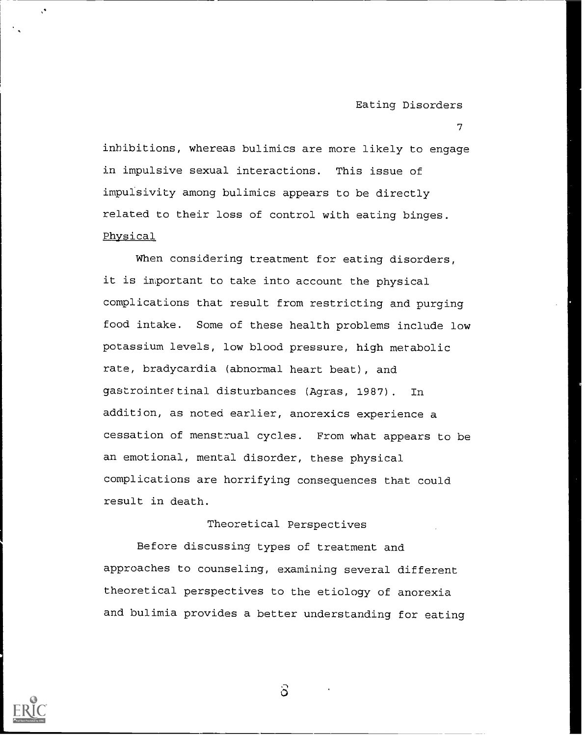inhibitions, whereas bulimics are more likely to engage in impulsive sexual interactions. This issue of impulsivity among bulimics appears to be directly related to their loss of control with eating binges.

### Physical

When considering treatment for eating disorders, it is important to take into account the physical complications that result from restricting and purging food intake. Some of these health problems include low potassium levels, low blood pressure, high metabolic rate, bradycardia (abnormal heart beat), and gastrointestinal disturbances (Agras, 1987). In addition, as noted earlier, anorexics experience a cessation of menstrual cycles. From what appears to be an emotional, mental disorder, these physical complications are horrifying consequences that could result in death.

## Theoretical Perspectives

Before discussing types of treatment and approaches to counseling, examining several different theoretical perspectives to the etiology of anorexia and bulimia provides a better understanding for eating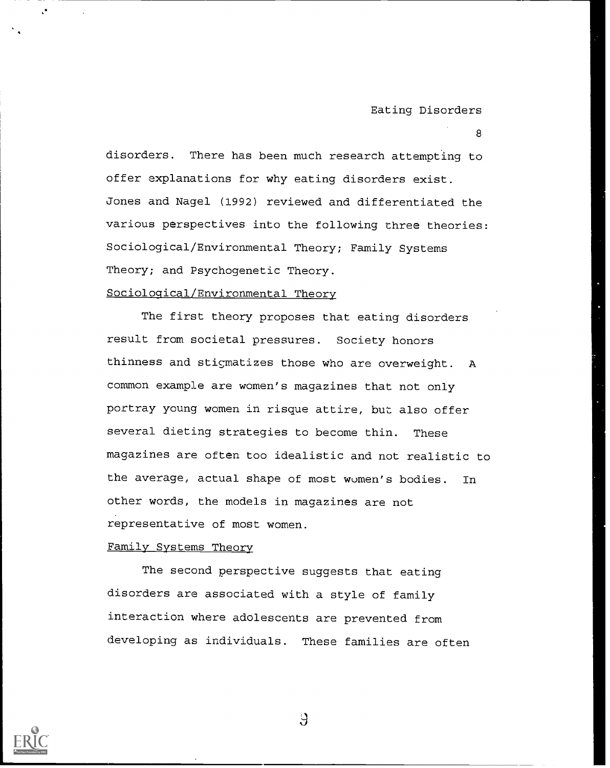disorders. There has been much research attempting to offer explanations for why eating disorders exist. Jones and Nagel (1992) reviewed and differentiated the various perspectives into the following three theories: Sociological/Environmental Theory; Family Systems Theory; and Psychogenetic Theory.

## Sociological/Environmental Theory

The first theory proposes that eating disorders result from societal pressures. Society honors thinness and stigmatizes those who are overweight. A common example are women's magazines that not only portray young women in risque attire, but also offer several dieting strategies to become thin. These magazines are often too idealistic and not realistic to the average, actual shape of most women's bodies. In other words, the models in magazines are not representative of most women.

## Family Systems Theory

The second perspective suggests that eating disorders are associated with a style of family interaction where adolescents are prevented from developing as individuals. These families are often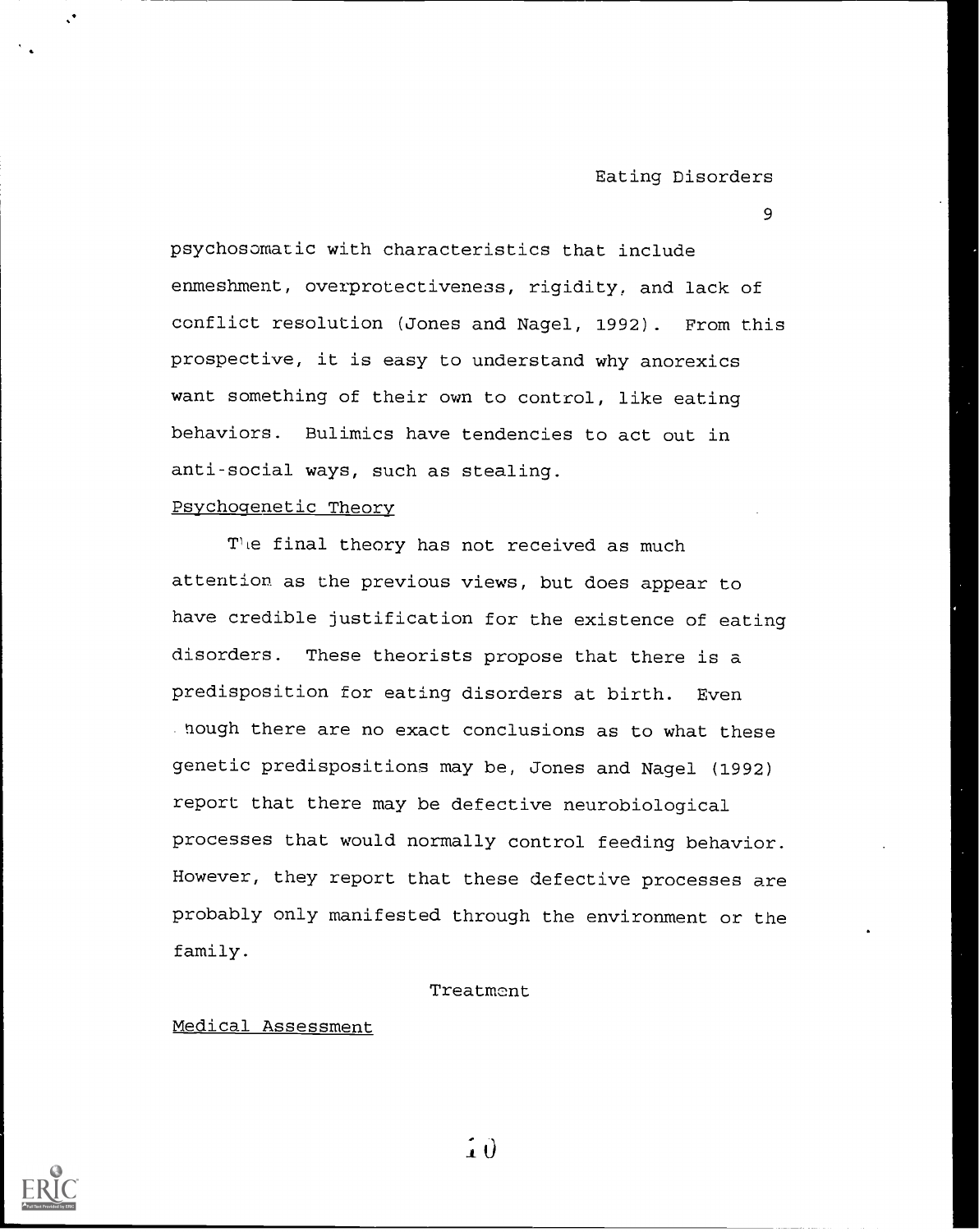psychosomatic with characteristics that include enmeshment, overprotectiveness, rigidity, and lack of conflict resolution (Jones and Nagel, 1992). From this prospective, it is easy to understand why anorexics want something of their own to control, like eating behaviors. Bulimics have tendencies to act out in anti-social ways, such as stealing.

### Psychogenetic Theory

The final theory has not received as much attention as the previous views, but does appear to have credible justification for the existence of eating disorders. These theorists propose that there is a predisposition for eating disorders at birth. Even though there are no exact conclusions as to what these genetic predispositions may be, Jones and Nagel (1992) report that there may be defective neurobiological processes that would normally control feeding behavior. However, they report that these defective processes are probably only manifested through the environment or the family.

## Treatment

### Medical Assessment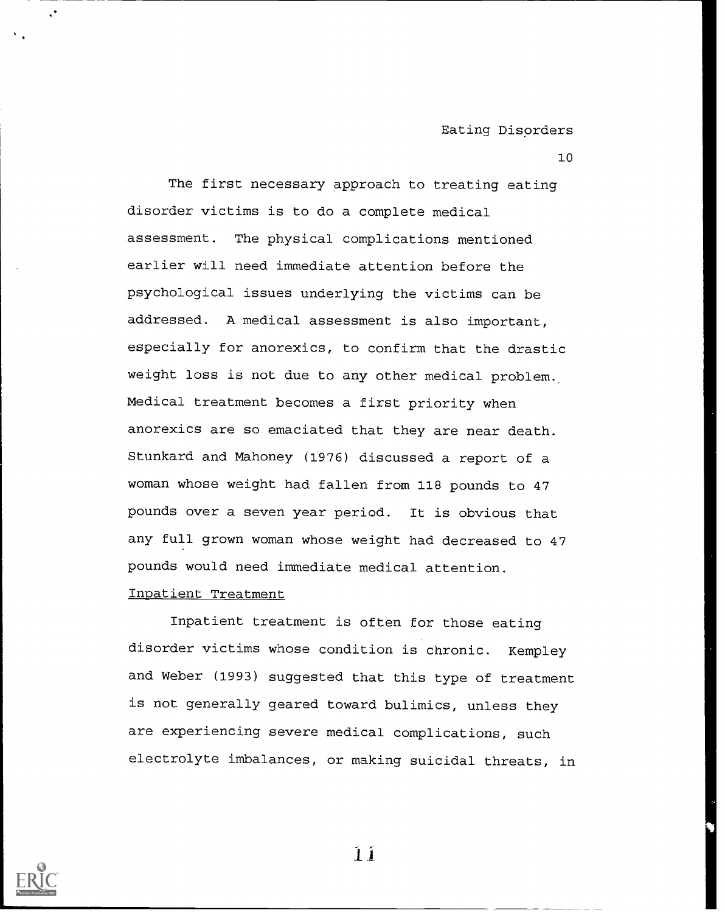The first necessary approach to treating eating disorder victims is to do a complete medical assessment. The physical complications mentioned earlier will need immediate attention before the psychological issues underlying the victims can be addressed. A medical assessment is also important, especially for anorexics, to confirm that the drastic weight loss is not due to any other medical problem. Medical treatment becomes a first priority when anorexics are so emaciated that they are near death. Stunkard and Mahoney (1976) discussed a report of a woman whose weight had fallen from 118 pounds to 47 pounds over a seven year period. It is obvious that any full grown woman whose weight had decreased to 47 pounds would need immediate medical attention.

## Inpatient Treatment

Inpatient treatment is often for those eating disorder victims whose condition is chronic. Kempley and Weber (1993) suggested that this type of treatment is not generally geared toward bulimics, unless they are experiencing severe medical complications, such electrolyte imbalances, or making suicidal threats, in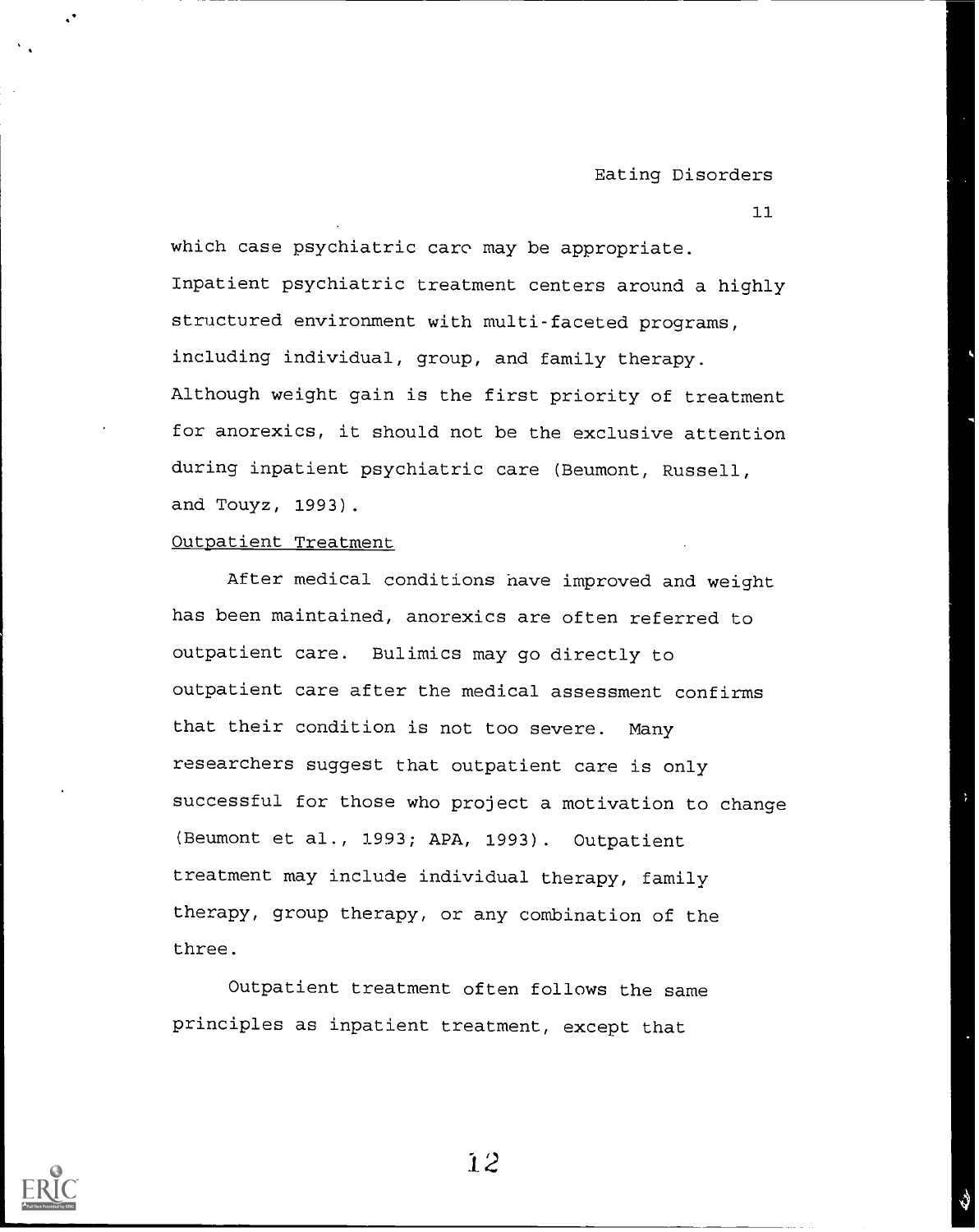which case psychiatric care may be appropriate. Inpatient psychiatric treatment centers around a highly structured environment with multi-faceted programs, including individual, group, and family therapy. Although weight gain is the first priority of treatment for anorexics, it should not be the exclusive attention during inpatient psychiatric care (Beumont, Russell, and Touyz, 1993).

<u>Outpatient Treatment</u>

After medical conditions have improved and weight has been maintained, anorexics are often referred to outpatient care. Bulimics may go directly to outpatient care after the medical assessment confirms that their condition is not too severe. Many researchers suggest that outpatient care is only successful for those who project a motivation to change (Beumont et al., 1993; APA, 1993). Outpatient treatment may include individual therapy, family therapy, group therapy, or any combination of the three.

Outpatient treatment often follows the same principles as inpatient treatment, except that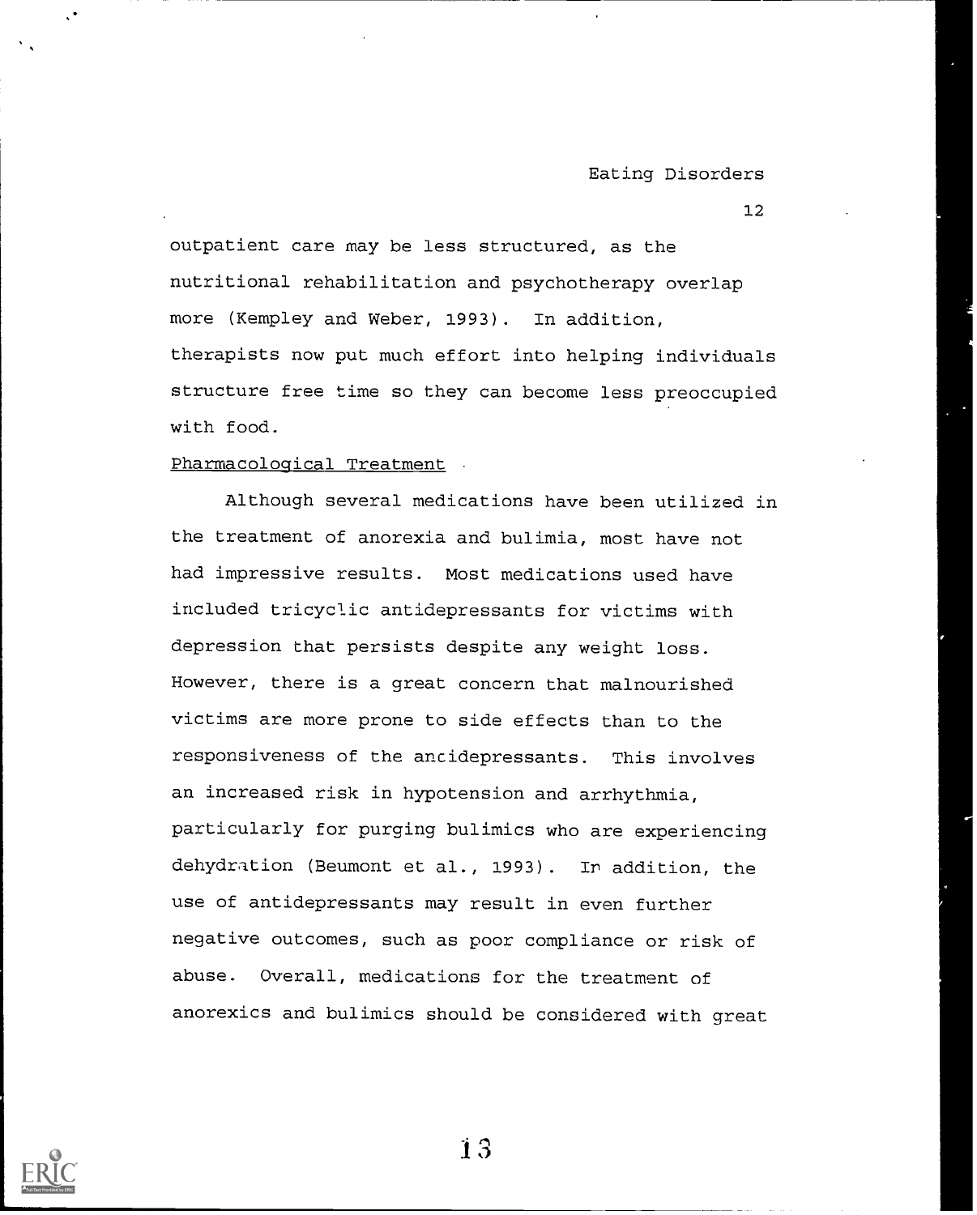outpatient care may be less structured, as the nutritional rehabilitation and psychotherapy overlap more (Kempley and Weber, 1993). In addition, therapists now put much effort into helping individuals structure free time so they can become less preoccupied with food.

Pharmacological Treatment

Although several medications have been utilized in the treatment of anorexia and bulimia, most have not had impressive results. Most medications used have included tricyclic antidepressants for victims with depression that persists despite any weight loss. However, there is a great concern that malnourished victims are more prone to side effects than to the responsiveness of the ancidepressants. This involves an increased risk in hypotension and arrhythmia, particularly for purging bulimics who are experiencing dehydration (Beumont et al., 1993). In addition, the use of antidepressants may result in even further negative outcomes, such as poor compliance or risk of abuse. Overall, medications for the treatment of anorexics and bulimics should be considered with great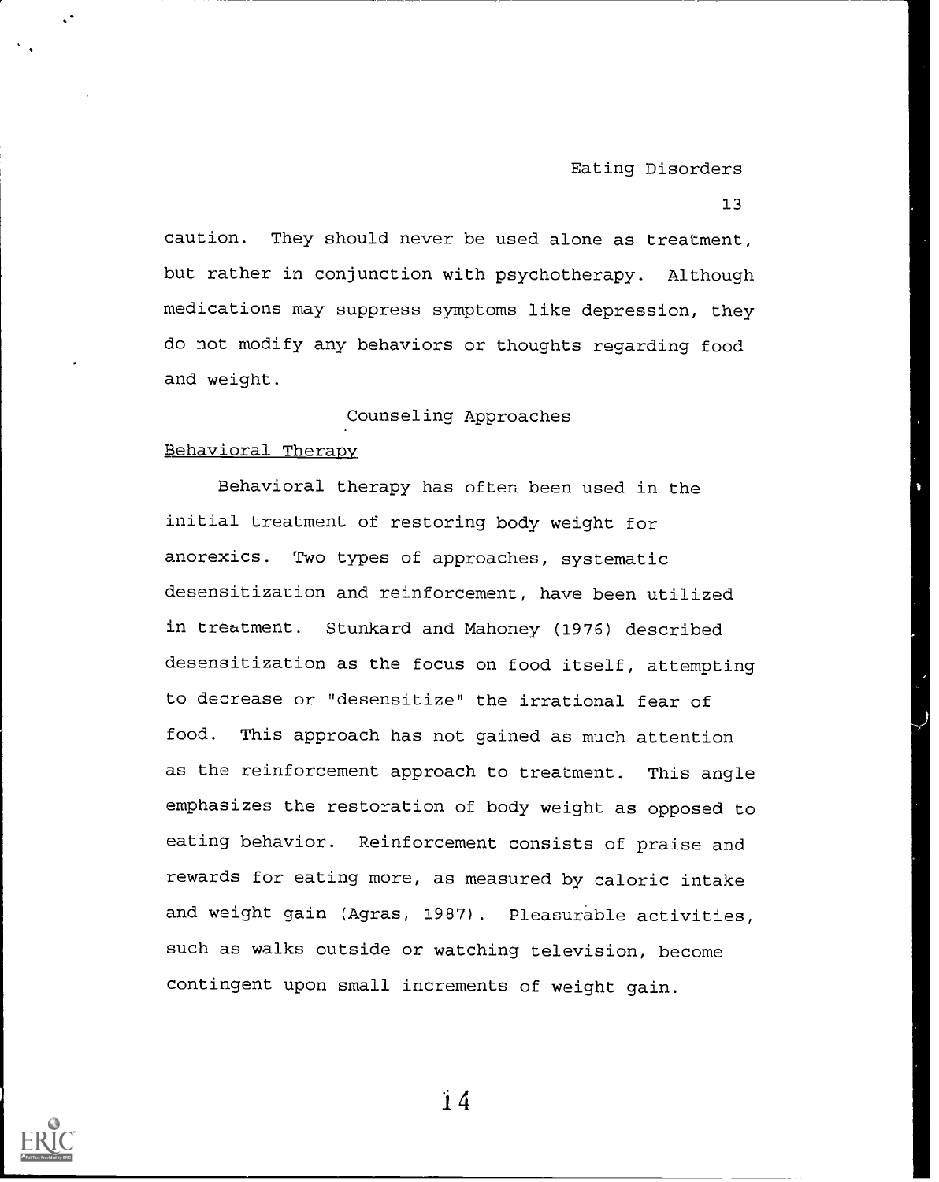caution. They should never be used alone as treatment, but rather in conjunction with psychotherapy. Although medications may suppress symptoms like depression, they do not modify any behaviors or thoughts regarding food and weight.

## Counseling Approaches

### Behavioral Therapy

Behavioral therapy has often been used in the initial treatment of restoring body weight for anorexics. Two types of approaches, systematic desensitization and reinforcement, have been utilized in treatment. Stunkard and Mahoney (1976) described desensitization as the focus on food itself, attempting to decrease or "desensitize" the irrational fear of food. This approach has not gained as much attention as the reinforcement approach to treatment. This angle emphasizes the restoration of body weight as opposed to eating behavior. Reinforcement consists of praise and rewards for eating more, as measured by caloric intake and weight gain (Agras, 1987). Pleasurable activities, such as walks outside or watching television, become contingent upon small increments of weight gain.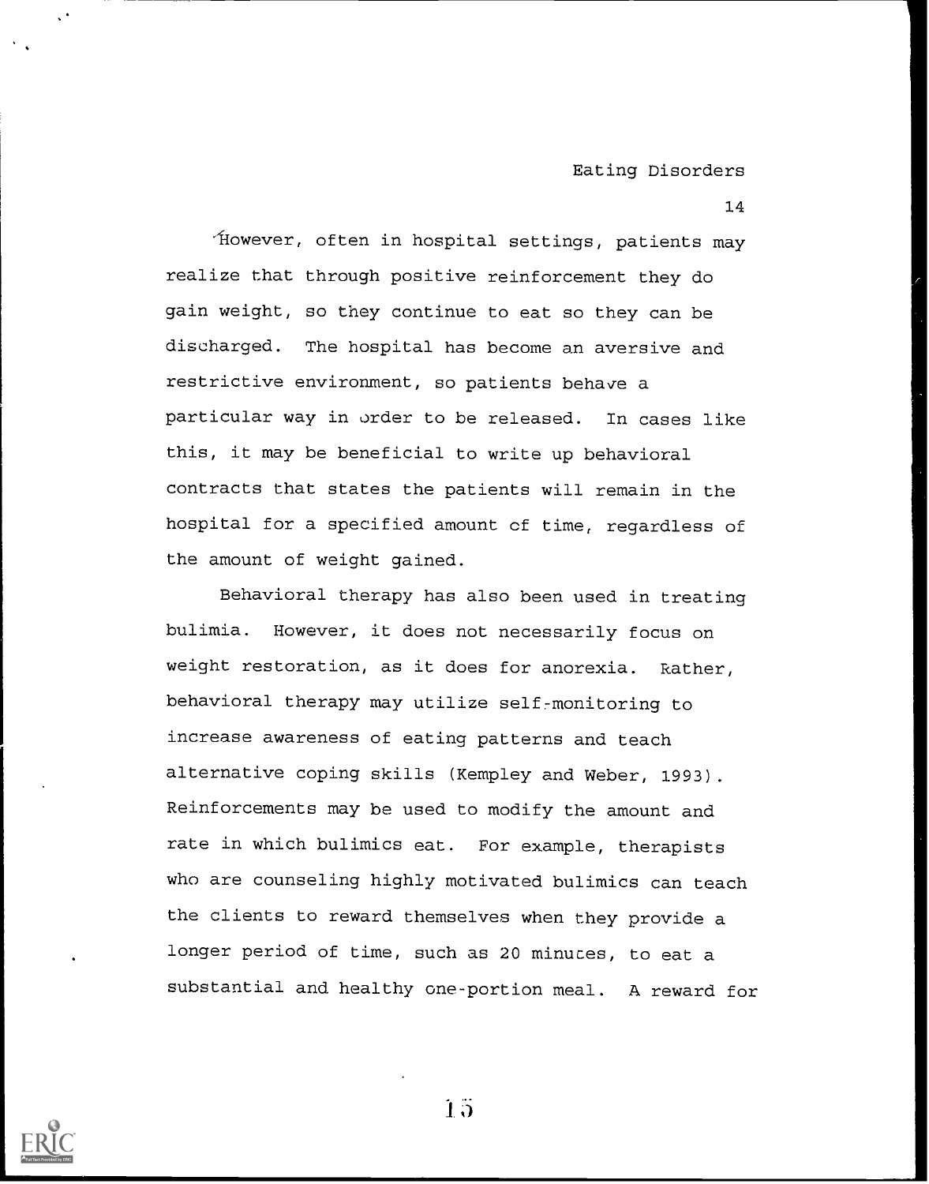However, often in hospital settings, patients may realize that through positive reinforcement they do gain weight, so they continue to eat so they can be discharged. The hospital has become an aversive and restrictive environment, so patients behave a particular way in order to be released. In cases like this, it may be beneficial to write up behavioral contracts that states the patients will remain in the hospital for a specified amount of time, regardless of the amount of weight gained.

Behavioral therapy has also been used in treating bulimia. However, it does not necessarily focus on weight restoration, as it does for anorexia. Rather, behavioral therapy may utilize self-monitoring to increase awareness of eating patterns and teach alternative coping skills (Kempley and Weber, 1993). Reinforcements may be used to modify the amount and rate in which bulimics eat. For example, therapists who are counseling highly motivated bulimics can teach the clients to reward themselves when they provide a longer period of time, such as 20 minutes, to eat a substantial and healthy one-portion meal. A reward for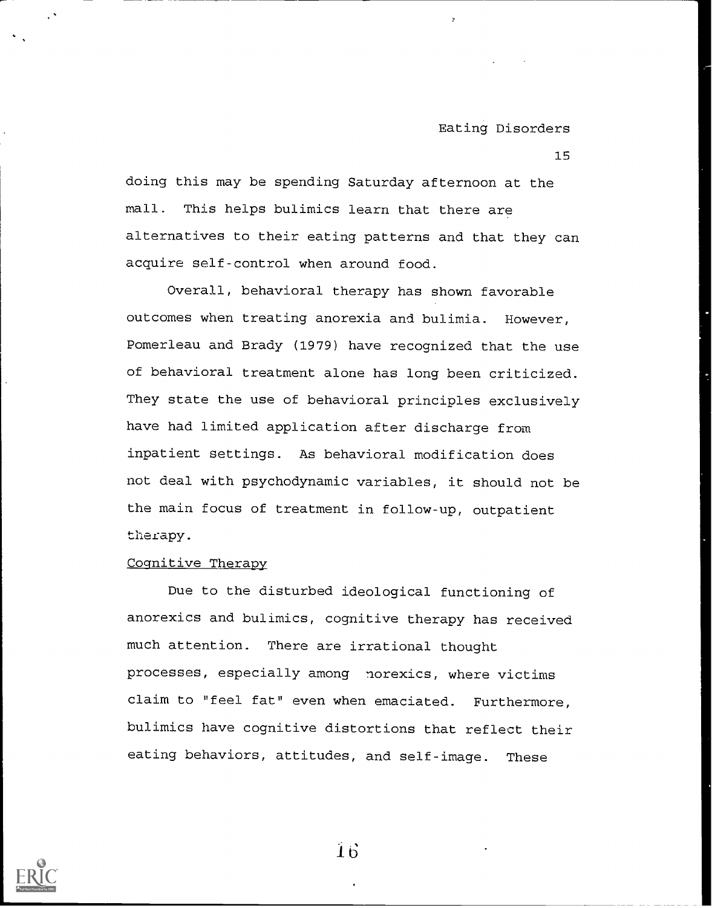doing this may be spending Saturday afternoon at the mall. This helps bulimics learn that there are alternatives to their eating patterns and that they can acquire self-control when around food.

Overall, behavioral therapy has shown favorable outcomes when treating anorexia and bulimia. However, Pomerleau and Brady (1979) have recognized that the use of behavioral treatment alone has long been criticized. They state the use of behavioral principles exclusively have had limited application after discharge from inpatient settings. As behavioral modification does not deal with psychodynamic variables, it should not be the main focus of treatment in follow-up, outpatient therapy.

## Cognitive Therapy

Due to the disturbed ideological functioning of anorexics and bulimics, cognitive therapy has received much attention. There are irrational thought processes, especially among anorexics, where victims claim to "feel fat" even when emaciated. Furthermore, bulimics have cognitive distortions that reflect their eating behaviors, attitudes, and self-image. These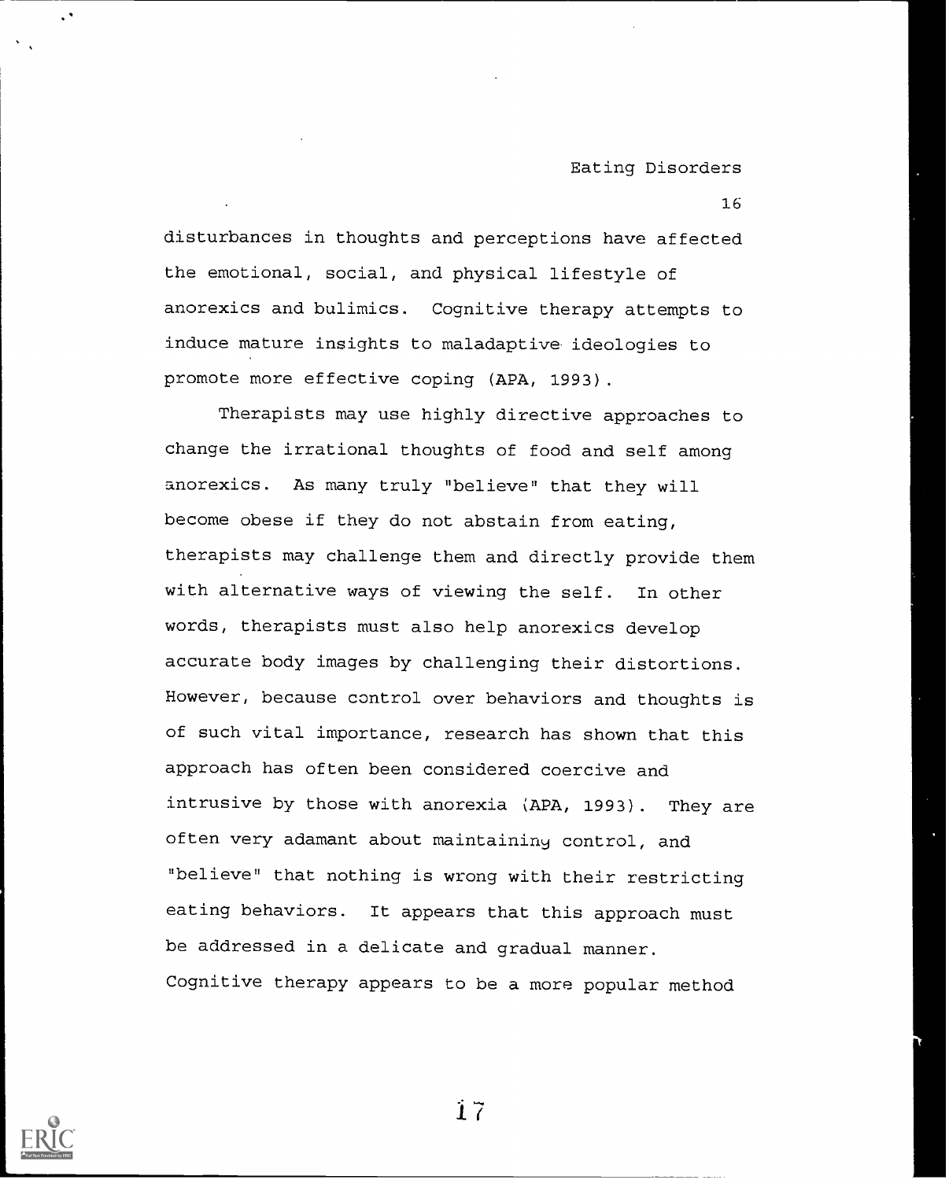disturbances in thoughts and perceptions have affected the emotional, social, and physical lifestyle of anorexics and bulimics. Cognitive therapy attempts to induce mature insights to maladaptive ideologies to promote more effective coping (APA, 1993).

Therapists may use highly directive approaches to change the irrational thoughts of food and self among anorexics. As many truly "believe" that they will become obese if they do not abstain from eating, therapists may challenge them and directly provide them with alternative ways of viewing the self. In other words, therapists must also help anorexics develop accurate body images by challenging their distortions. However, because control over behaviors and thoughts is of such vital importance, research has shown that this approach has often been considered coercive and intrusive by those with anorexia (APA, 1993). They are often very adamant about maintaining control, and "believe" that nothing is wrong with their restricting eating behaviors. It appears that this approach must be addressed in a delicate and gradual manner. Cognitive therapy appears to be a more popular method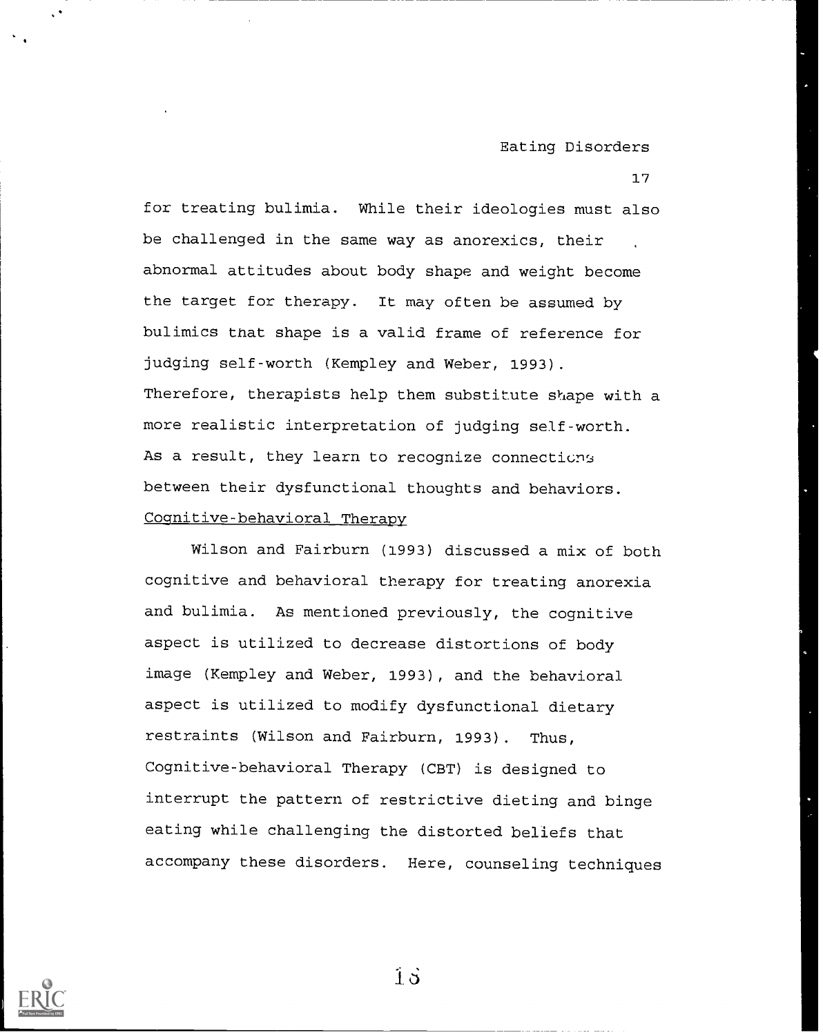for treating bulimia. While their ideologies must also be challenged in the same way as anorexics, their abnormal attitudes about body shape and weight become the target for therapy. It may often be assumed by bulimics that shape is a valid frame of reference for judging self-worth (Kempley and Weber, 1993). Therefore, therapists help them substitute shape with a more realistic interpretation of judging self-worth. As a result, they learn to recognize connections between their dysfunctional thoughts and behaviors.

### Cognitive-behavioral Therapy

Wilson and Fairburn (1993) discussed a mix of both cognitive and behavioral therapy for treating anorexia and bulimia. As mentioned previously, the cognitive aspect is utilized to decrease distortions of body image (Kempley and Weber, 1993), and the behavioral aspect is utilized to modify dysfunctional dietary restraints (Wilson and Fairburn, 1993). Thus, Cognitive-behavioral Therapy (CBT) is designed to interrupt the pattern of restrictive dieting and binge eating while challenging the distorted beliefs that accompany these disorders. Here, counseling techniques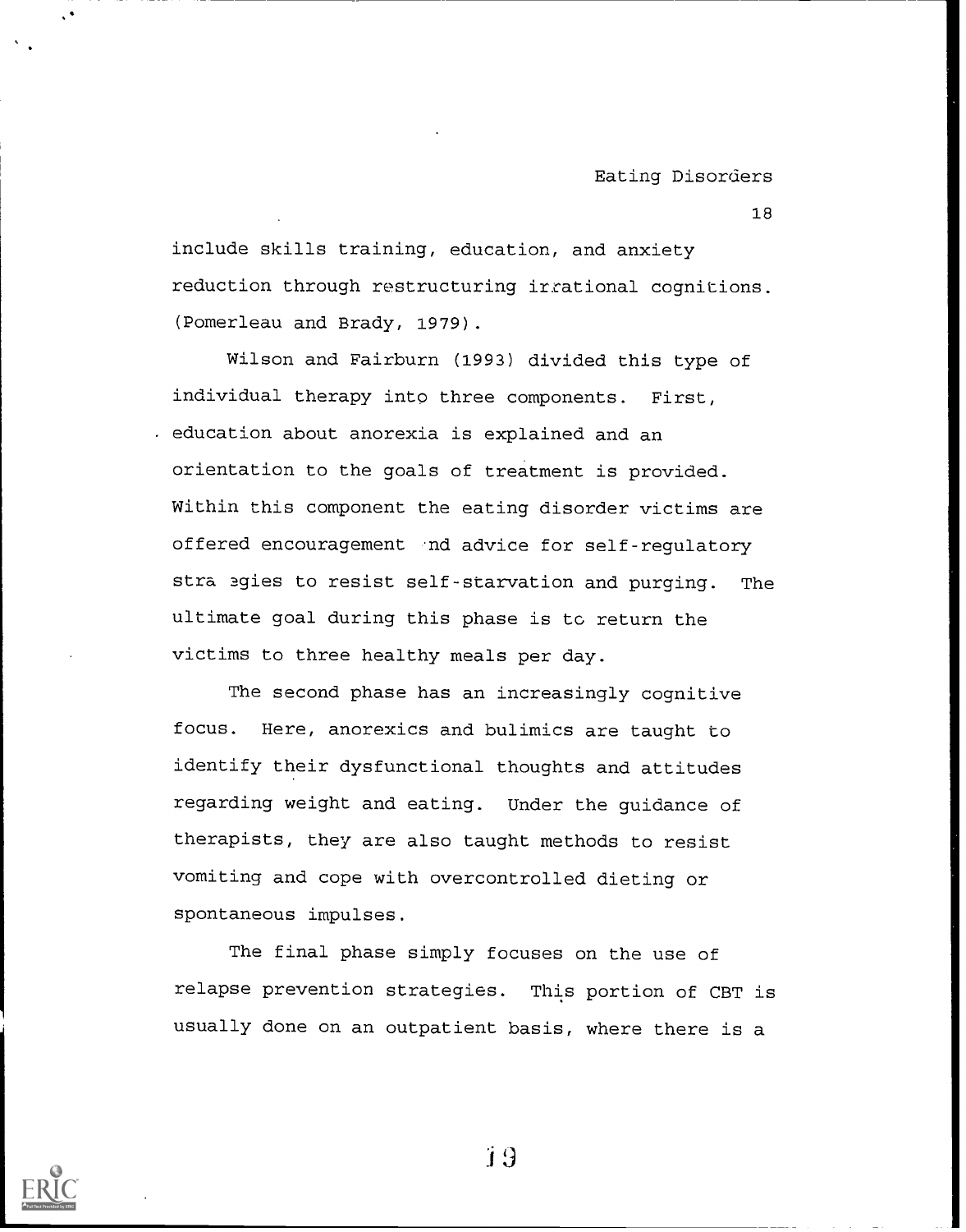include skills training, education, and anxiety reduction through restructuring irrational cognitions. (Pomerleau and Brady, 1979).

Wilson and Fairburn (1993) divided this type of individual therapy into three components. First, education about anorexia is explained and an orientation to the goals of treatment is provided. Within this component the eating disorder victims are offered encouragement and advice for self-regulatory strategies to resist self-starvation and purging. The ultimate goal during this phase is to return the victims to three healthy meals per day.

The second phase has an increasingly cognitive focus. Here, anorexics and bulimics are taught to identify their dysfunctional thoughts and attitudes regarding weight and eating. Under the guidance of therapists, they are also taught methods to resist vomiting and cope with overcontrolled dieting or spontaneous impulses.

The final phase simply focuses on the use of relapse prevention strategies. This portion of CBT is usually done on an outpatient basis, where there is a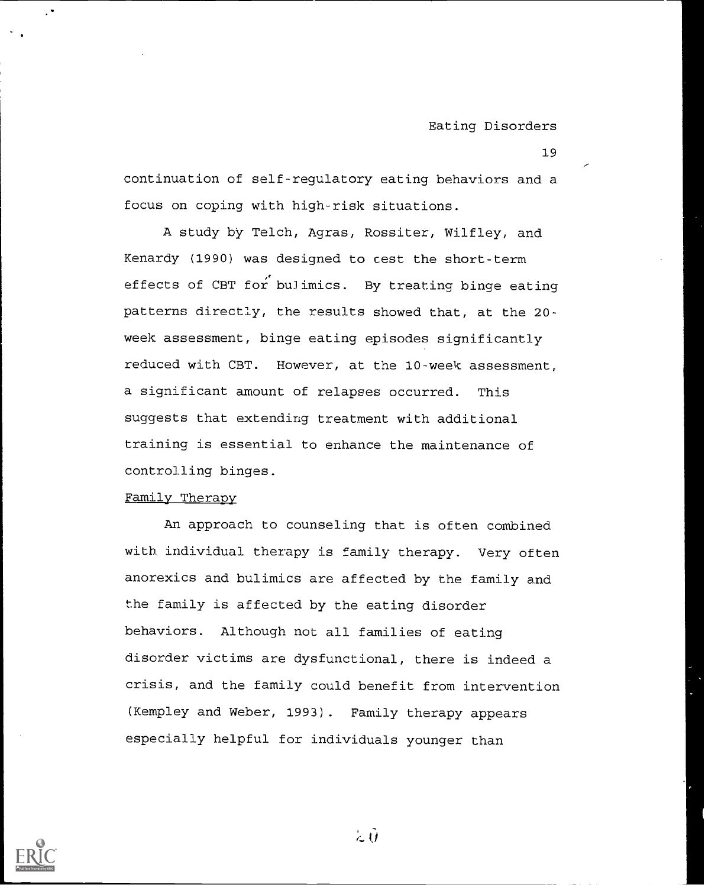continuation of self-regulatory eating behaviors and a focus on coping with high-risk situations.

A study by Telch, Agras, Rossiter, Wilfley, and Kenardy (1990) was designed to test the short-term effects of CBT for bulimics. By treating binge eating patterns directly, the results showed that, at the 20-week assessment, binge eating episodes significantly reduced with CBT. However, at the 10-week assessment, a significant amount of relapses occurred. This suggests that extending treatment with additional training is essential to enhance the maintenance of controlling binges.

### Family Therapy

An approach to counseling that is often combined with individual therapy is family therapy. Very often anorexics and bulimics are affected by the family and the family is affected by the eating disorder behaviors. Although not all families of eating disorder victims are dysfunctional, there is indeed a crisis, and the family could benefit from intervention (Kempley and Weber, 1993). Family therapy appears especially helpful for individuals younger than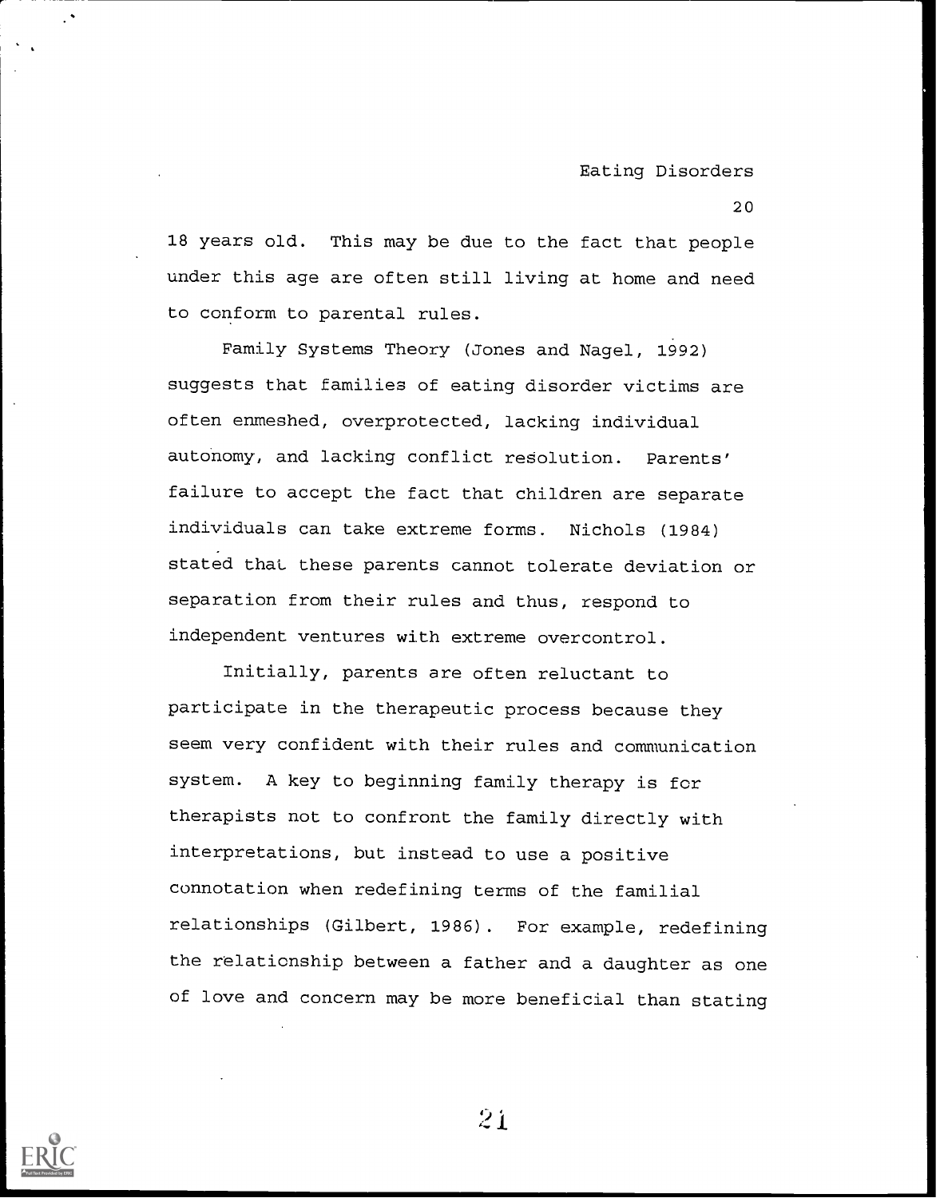18 years old. This may be due to the fact that people under this age are often still living at home and need to conform to parental rules.

Family Systems Theory (Jones and Nagel, 1992) suggests that families of eating disorder victims are often enmeshed, overprotected, lacking individual autonomy, and lacking conflict resolution. Parents' failure to accept the fact that children are separate individuals can take extreme forms. Nichols (1984) stated that these parents cannot tolerate deviation or separation from their rules and thus, respond to independent ventures with extreme overcontrol.

Initially, parents are often reluctant to participate in the therapeutic process because they seem very confident with their rules and communication system. A key to beginning family therapy is for therapists not to confront the family directly with interpretations, but instead to use a positive connotation when redefining terms of the familial relationships (Gilbert, 1986). For example, redefining the relationship between a father and a daughter as one of love and concern may be more beneficial than stating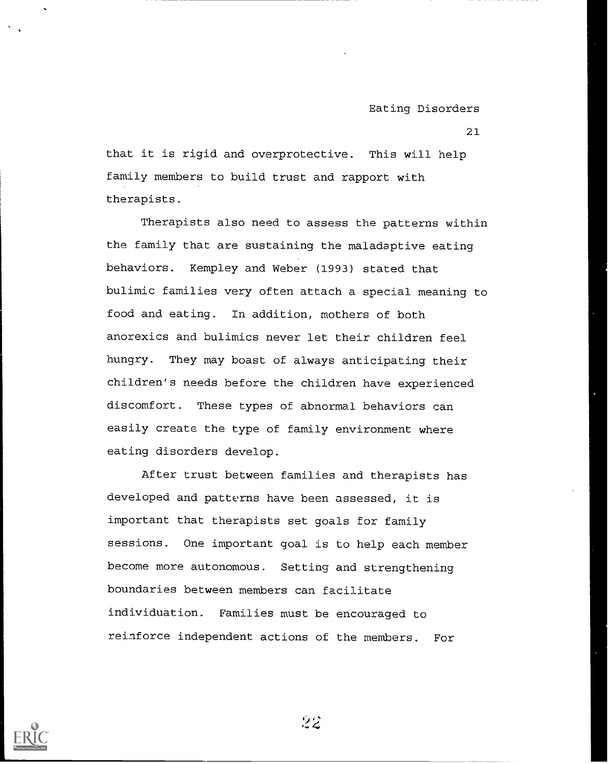that it is rigid and overprotective. This will help family members to build trust and rapport with therapists.

Therapists also need to assess the patterns within the family that are sustaining the maladaptive eating behaviors. Kempley and Weber (1993) stated that bulimic families very often attach a special meaning to food and eating. In addition, mothers of both anorexics and bulimics never let their children feel hungry. They may boast of always anticipating their children's needs before the children have experienced discomfort. These types of abnormal behaviors can easily create the type of family environment where eating disorders develop.

After trust between families and therapists has developed and patterns have been assessed, it is important that therapists set goals for family sessions. One important goal is to help each member become more autonomous. Setting and strengthening boundaries between members can facilitate individuation. Families must be encouraged to reinforce independent actions of the members. For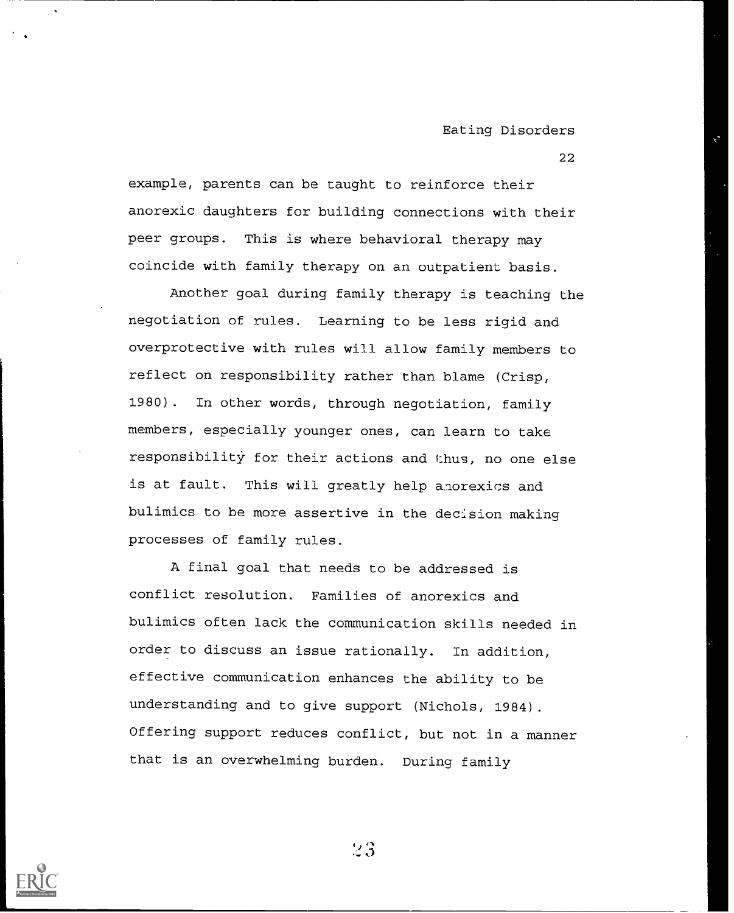example, parents can be taught to reinforce their anorexic daughters for building connections with their peer groups. This is where behavioral therapy may coincide with family therapy on an outpatient basis.

Another goal during family therapy is teaching the negotiation of rules. Learning to be less rigid and overprotective with rules will allow family members to reflect on responsibility rather than blame (Crisp, 1980). In other words, through negotiation, family members, especially younger ones, can learn to take responsibility for their actions and thus, no one else is at fault. This will greatly help anorexics and bulimics to be more assertive in the decision making processes of family rules.

A final goal that needs to be addressed is conflict resolution. Families of anorexics and bulimics often lack the communication skills needed in order to discuss an issue rationally. In addition, effective communication enhances the ability to be understanding and to give support (Nichols, 1984). Offering support reduces conflict, but not in a manner that is an overwhelming burden. During family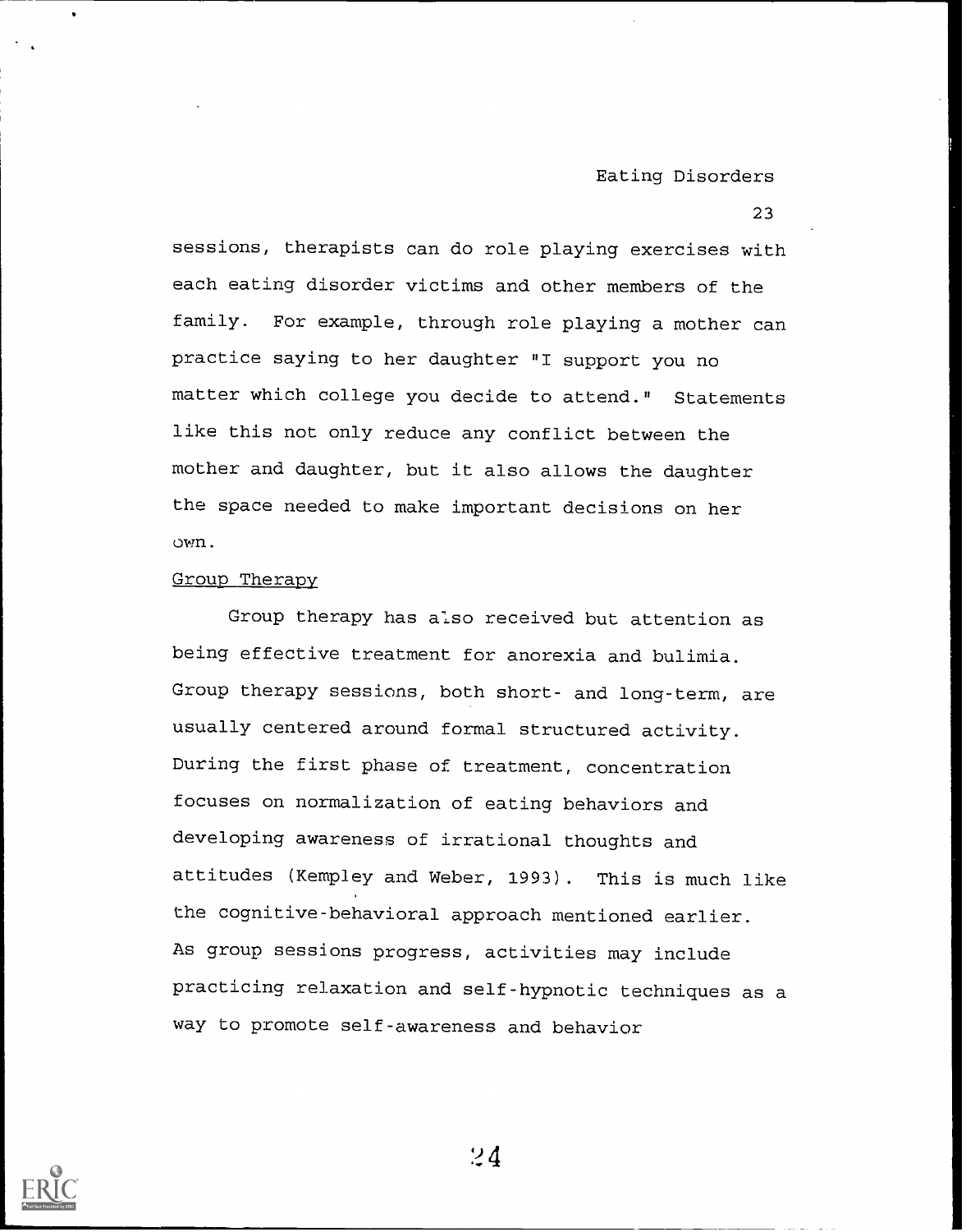sessions, therapists can do role playing exercises with each eating disorder victims and other members of the family. For example, through role playing a mother can practice saying to her daughter "I support you no matter which college you decide to attend." Statements like this not only reduce any conflict between the mother and daughter, but it also allows the daughter the space needed to make important decisions on her own.

Group Therapy

Group therapy has also received but attention as being effective treatment for anorexia and bulimia. Group therapy sessions, both short- and long-term, are usually centered around formal structured activity. During the first phase of treatment, concentration focuses on normalization of eating behaviors and developing awareness of irrational thoughts and attitudes (Kempley and Weber, 1993). This is much like the cognitive-behavioral approach mentioned earlier. As group sessions progress, activities may include practicing relaxation and self-hypnotic techniques as a way to promote self-awareness and behavior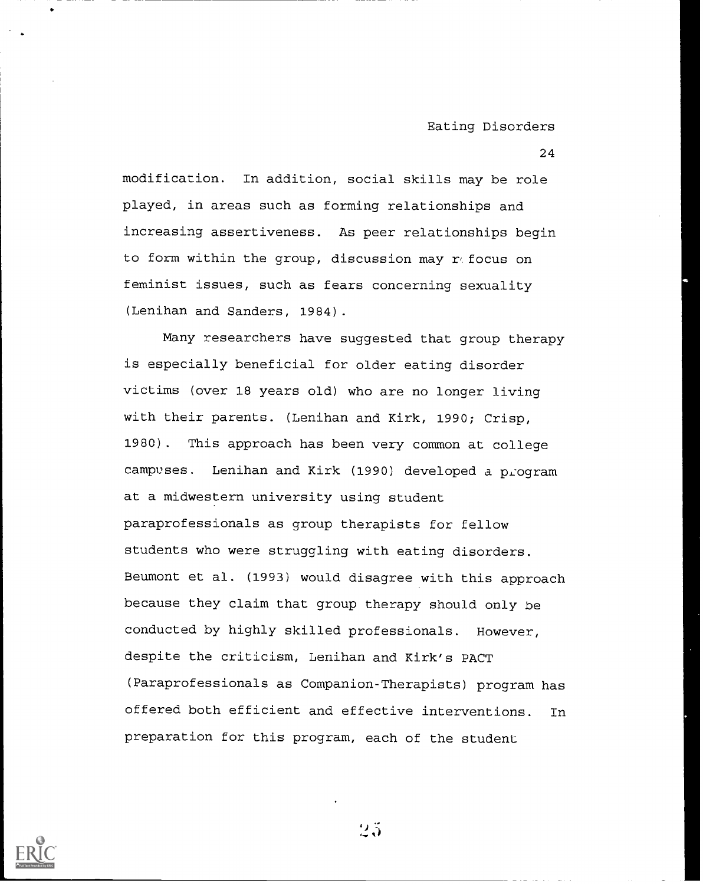modification. In addition, social skills may be role played, in areas such as forming relationships and increasing assertiveness. As peer relationships begin to form within the group, discussion may refocus on feminist issues, such as fears concerning sexuality (Lenihan and Sanders, 1984).

Many researchers have suggested that group therapy is especially beneficial for older eating disorder victims (over 18 years old) who are no longer living with their parents. (Lenihan and Kirk, 1990; Crisp, 1980). This approach has been very common at college campuses. Lenihan and Kirk (1990) developed a program at a midwestern university using student paraprofessionals as group therapists for fellow students who were struggling with eating disorders. Beumont et al. (1993) would disagree with this approach because they claim that group therapy should only be conducted by highly skilled professionals. However, despite the criticism, Lenihan and Kirk's PACT (Paraprofessionals as Companion-Therapists) program has offered both efficient and effective interventions. In preparation for this program, each of the student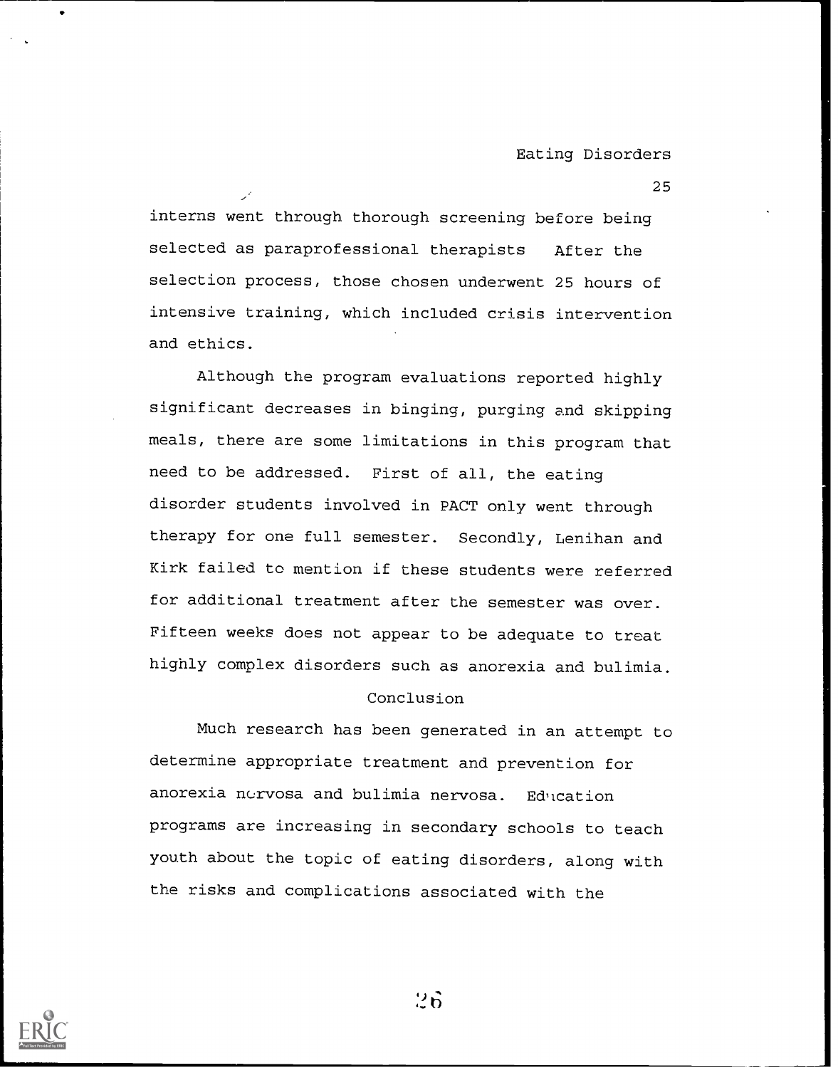interns went through thorough screening before being selected as paraprofessional therapists After the selection process, those chosen underwent 25 hours of intensive training, which included crisis intervention and ethics.

Although the program evaluations reported highly significant decreases in binging, purging and skipping meals, there are some limitations in this program that need to be addressed. First of all, the eating disorder students involved in PACT only went through therapy for one full semester. Secondly, Lenihan and Kirk failed to mention if these students were referred for additional treatment after the semester was over. Fifteen weeks does not appear to be adequate to treat highly complex disorders such as anorexia and bulimia.

## Conclusion

Much research has been generated in an attempt to determine appropriate treatment and prevention for anorexia nervosa and bulimia nervosa. Education programs are increasing in secondary schools to teach youth about the topic of eating disorders, along with the risks and complications associated with the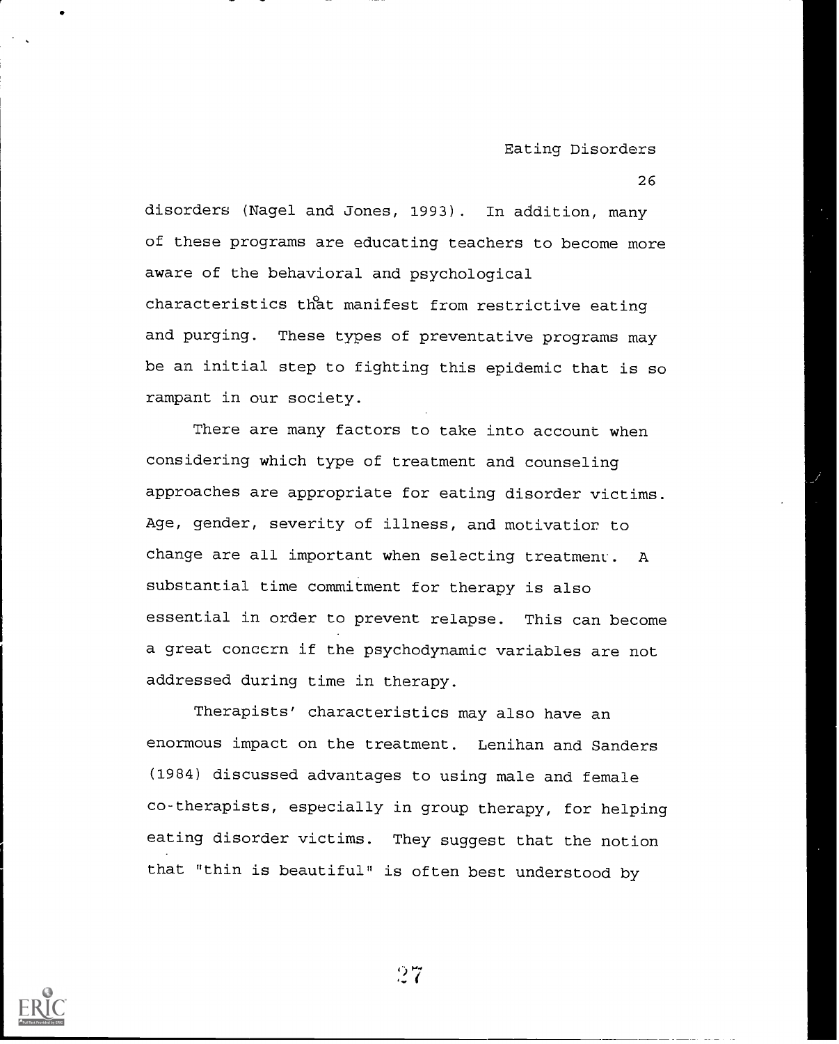disorders (Nagel and Jones, 1993). In addition, many of these programs are educating teachers to become more aware of the behavioral and psychological characteristics that manifest from restrictive eating and purging. These types of preventative programs may be an initial step to fighting this epidemic that is so rampant in our society.

There are many factors to take into account when considering which type of treatment and counseling approaches are appropriate for eating disorder victims. Age, gender, severity of illness, and motivation to change are all important when selecting treatment. A substantial time commitment for therapy is also essential in order to prevent relapse. This can become a great concern if the psychodynamic variables are not addressed during time in therapy.

Therapists' characteristics may also have an enormous impact on the treatment. Lenihan and Sanders (1984) discussed advantages to using male and female co-therapists, especially in group therapy, for helping eating disorder victims. They suggest that the notion that "thin is beautiful" is often best understood by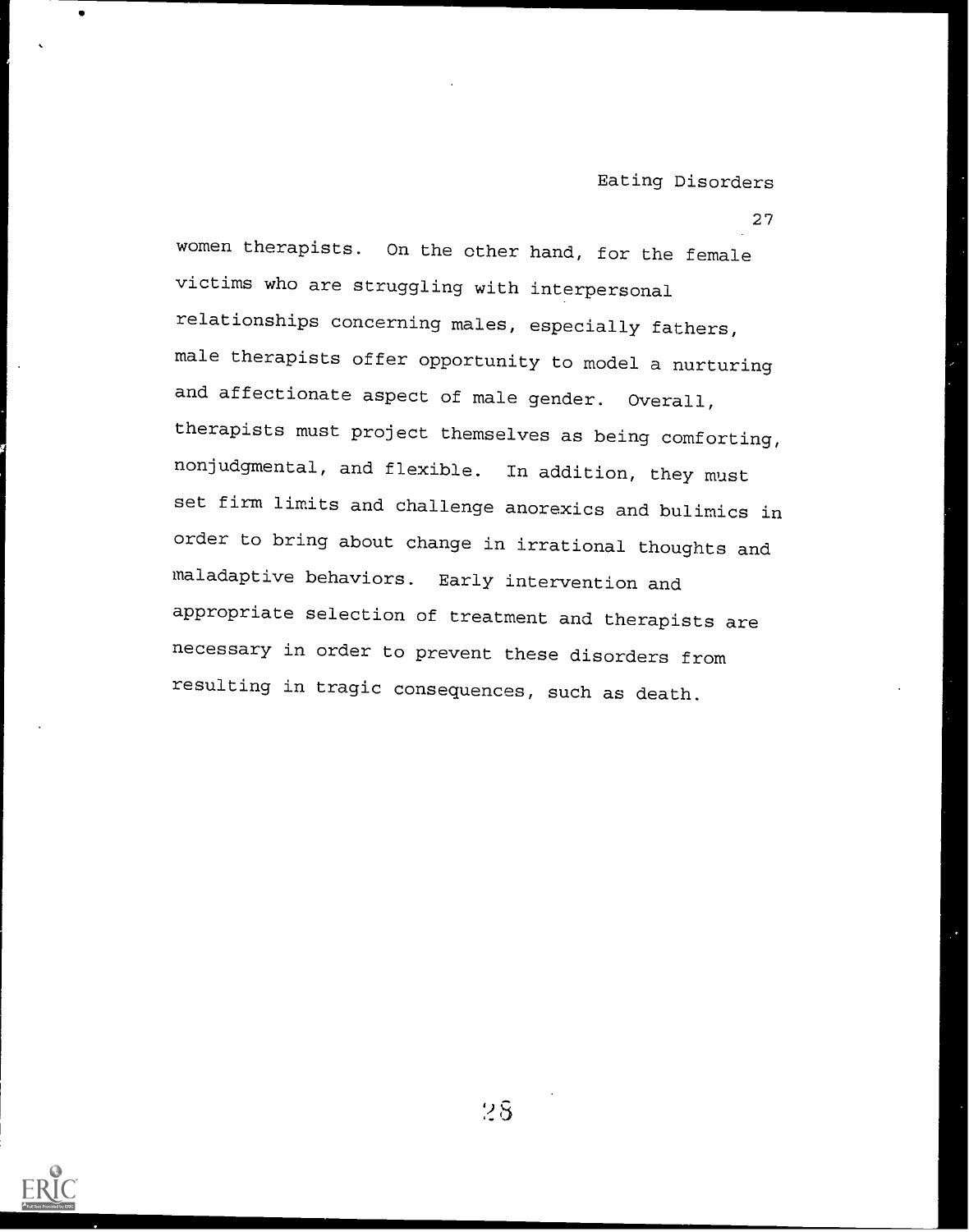women therapists. On the other hand, for the female victims who are struggling with interpersonal relationships concerning males, especially fathers, male therapists offer opportunity to model a nurturing and affectionate aspect of male gender. Overall, therapists must project themselves as being comforting, nonjudgmental, and flexible. In addition, they must set firm limits and challenge anorexics and bulimics in order to bring about change in irrational thoughts and maladaptive behaviors. Early intervention and appropriate selection of treatment and therapists are necessary in order to prevent these disorders from resulting in tragic consequences, such as death.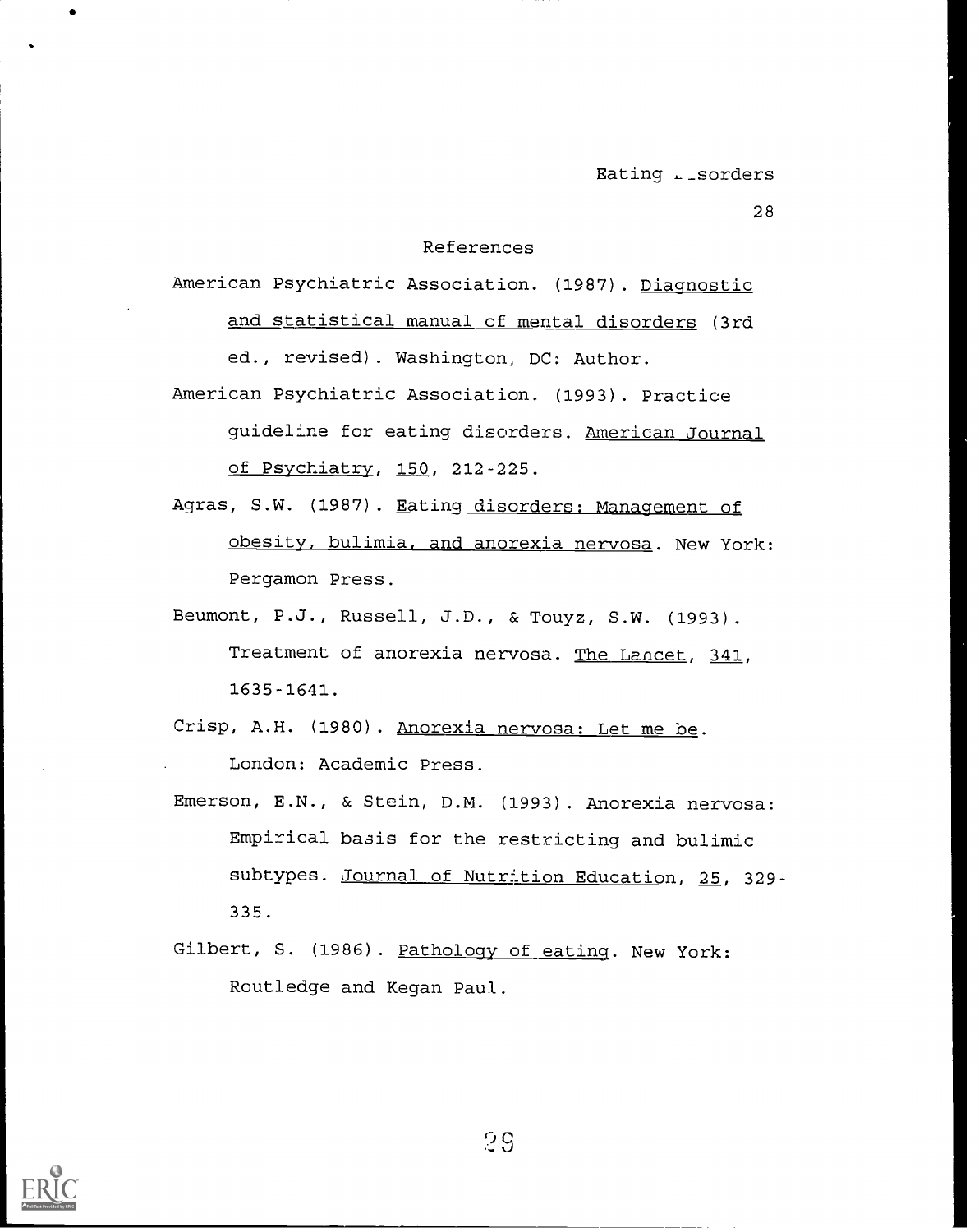## References

American Psychiatric Association. (1987). Diagnostic and statistical manual of mental disorders (3rd ed., revised). Washington, DC: Author.

American Psychiatric Association. (1993). Practice guideline for eating disorders. American Journal of Psychiatry, 150, 212-225.

Agras, S.W. (1987). Eating disorders: Management of obesity, bulimia, and anorexia nervosa. New York: Pergamon Press.

Beumont, P.J., Russell, J.D., & Touyz, S.W. (1993). Treatment of anorexia nervosa. The Lancet, 341, 1635-1641.

Crisp, A.H. (1980). Anorexia nervosa: Let me be. London: Academic Press.

Emerson, E.N., & Stein, D.M. (1993). Anorexia nervosa: Empirical basis for the restricting and bulimic subtypes. Journal of Nutrition Education, 25, 329-335.

Gilbert, S. (1986). Pathology of eating. New York: Routledge and Kegan Paul.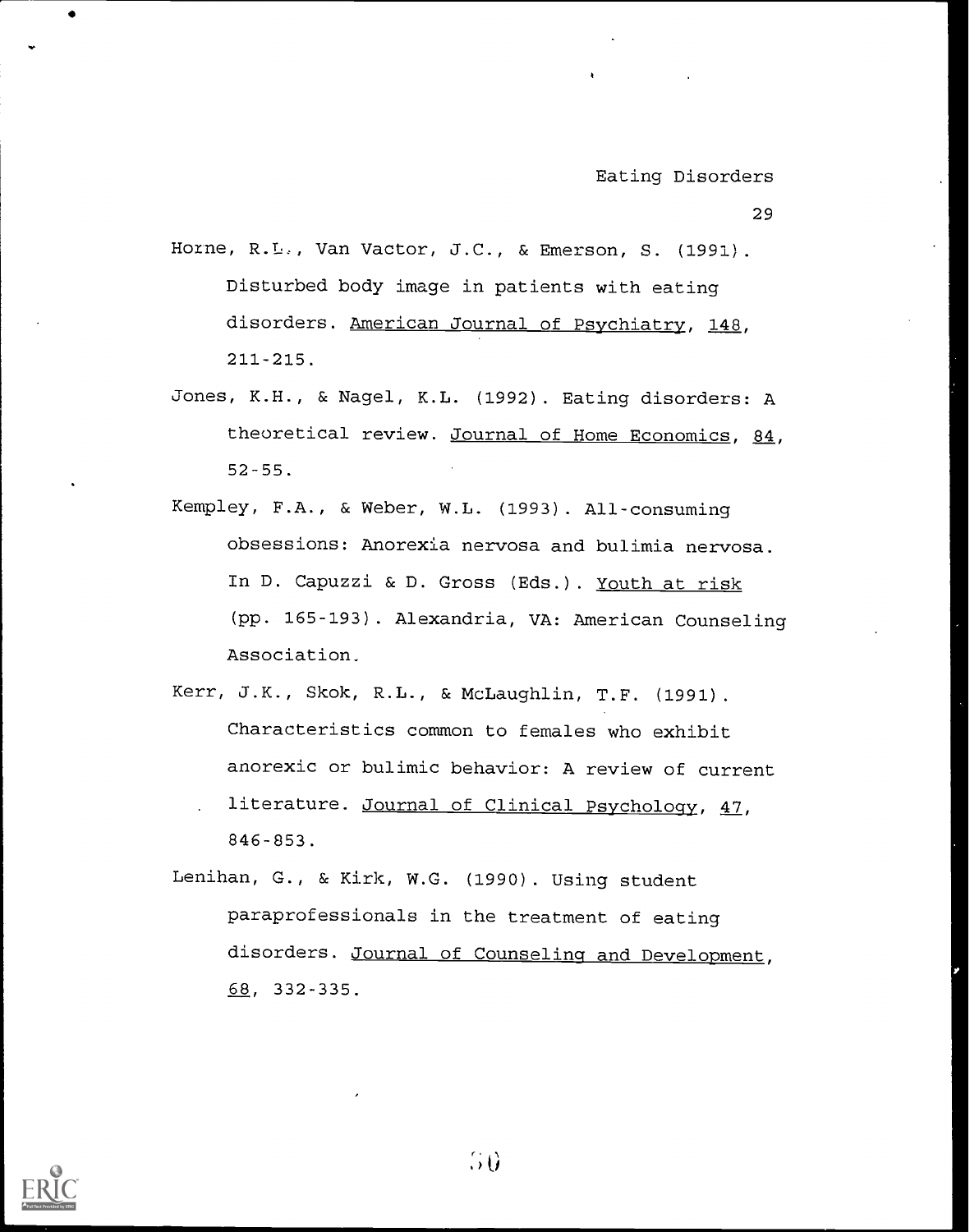Horne, R.L., Van Vactor, J.C., & Emerson, S. (1991). Disturbed body image in patients with eating disorders. American Journal of Psychiatry, 148, 211-215.

Jones, K.H., & Nagel, K.L. (1992). Eating disorders: A theoretical review. Journal of Home Economics, 84, 52-55.

Kempley, F.A., & Weber, W.L. (1993). All-consuming obsessions: Anorexia nervosa and bulimia nervosa. In D. Capuzzi & D. Gross (Eds.). Youth at risk (pp. 165-193). Alexandria, VA: American Counseling Association.

Kerr, J.K., Skok, R.L., & McLaughlin, T.F. (1991). Characteristics common to females who exhibit anorexic or bulimic behavior: A review of current literature. Journal of Clinical Psychology, 47, 846-853.

Lenihan, G., & Kirk, W.G. (1990). Using student paraprofessionals in the treatment of eating disorders. Journal of Counseling and Development, 68, 332-335.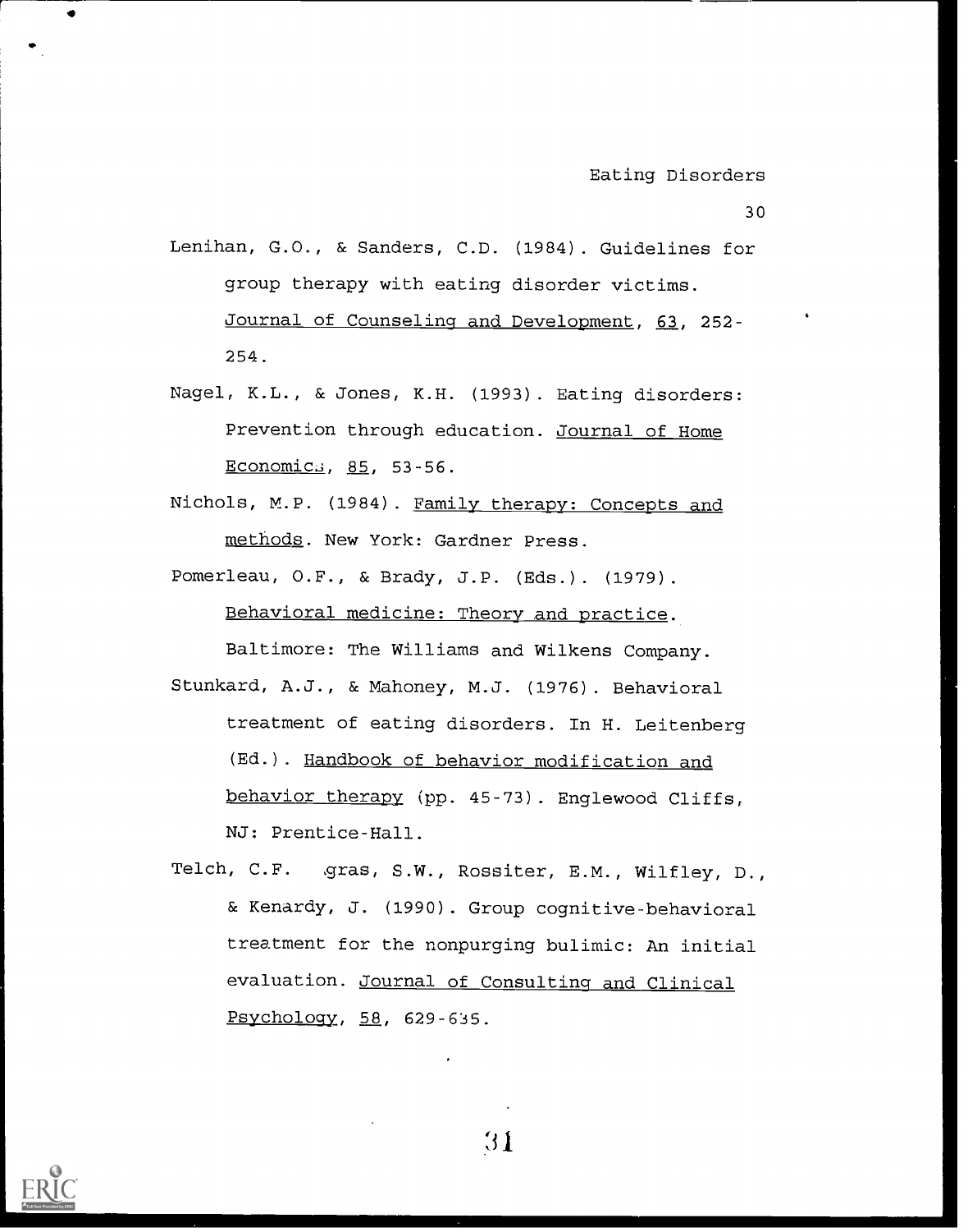Lenihan, G.O., & Sanders, C.D. (1984). Guidelines for group therapy with eating disorder victims. Journal of Counseling and Development, 63, 252-254.

Nagel, K.L., & Jones, K.H. (1993). Eating disorders: Prevention through education. Journal of Home Economics, 85, 53-56.

Nichols, M.P. (1984). Family therapy: Concepts and methods. New York: Gardner Press.

Pomerleau, O.F., & Brady, J.P. (Eds.). (1979). Behavioral medicine: Theory and practice. Baltimore: The Williams and Wilkens Company.

Stunkard, A.J., & Mahoney, M.J. (1976). Behavioral treatment of eating disorders. In H. Leitenberg (Ed.). Handbook of behavior modification and behavior therapy (pp. 45-73). Englewood Cliffs, NJ: Prentice-Hall.

Telch, C.F. .gras, S.W., Rossiter, E.M., Wilfley, D., & Kenardy, J. (1990). Group cognitive-behavioral treatment for the nonpurging bulimic: An initial evaluation. Journal of Consulting and Clinical Psychology, 58, 629-635.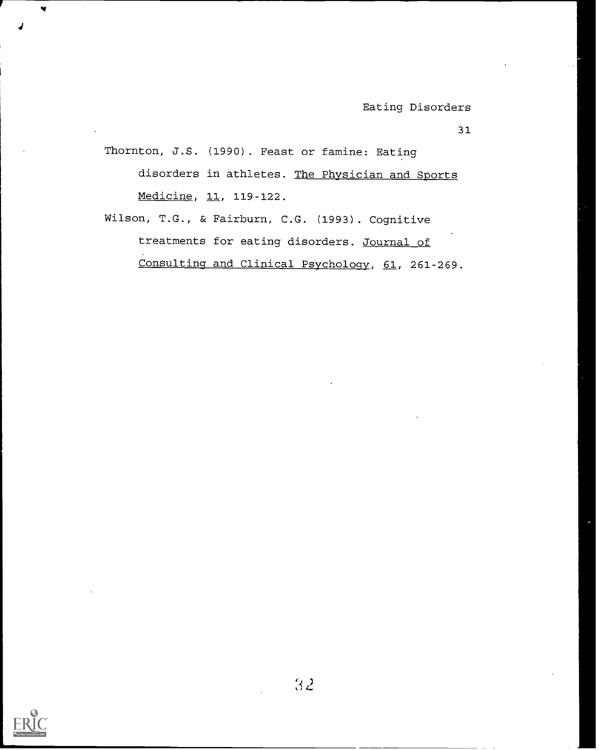Thornton, J.S. (1990). Feast or famine: Eating disorders in athletes. The Physician and Sports Medicine, 11, 119-122.

Wilson, T.G., & Fairburn, C.G. (1993). Cognitive treatments for eating disorders. Journal of Consulting and Clinical Psychology, 61, 261-269.